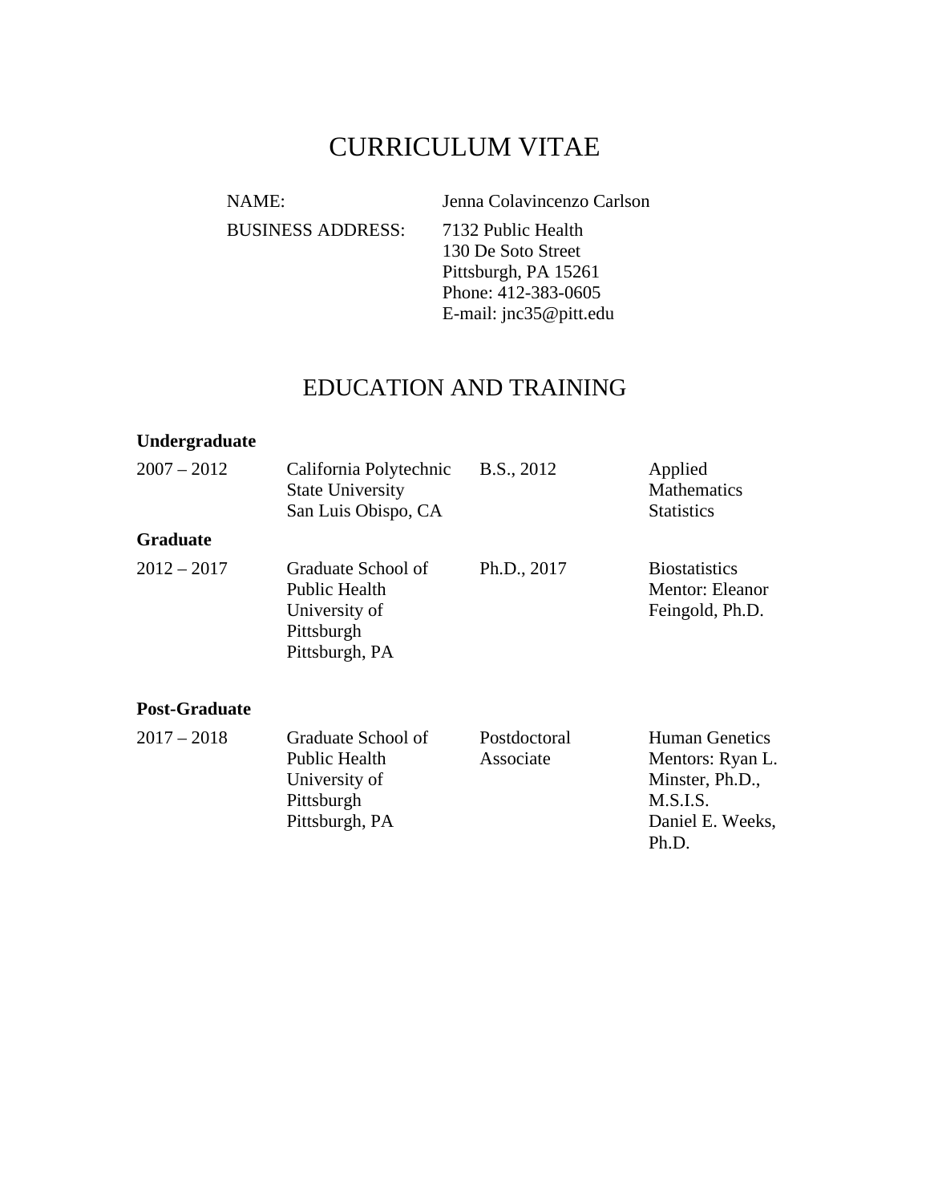# CURRICULUM VITAE

| | |
|---|---|
| NAME: | Jenna Colavincenzo Carlson |
| BUSINESS ADDRESS: | 7132 Public Health<br>130 De Soto Street<br>Pittsburgh, PA 15261<br>Phone: 412-383-0605<br>E-mail: jnc35@pitt.edu |

## EDUCATION AND TRAINING

**Undergraduate**

| | | | |
|---|---|---|---|
| 2007 – 2012 | California Polytechnic State University<br>San Luis Obispo, CA | B.S., 2012 | Applied Mathematics<br>Statistics |

**Graduate**

| | | | |
|---|---|---|---|
| 2012 – 2017 | Graduate School of Public Health<br>University of Pittsburgh<br>Pittsburgh, PA | Ph.D., 2017 | Biostatistics<br>Mentor: Eleanor Feingold, Ph.D. |

**Post-Graduate**

| | | | |
|---|---|---|---|
| 2017 – 2018 | Graduate School of Public Health<br>University of Pittsburgh<br>Pittsburgh, PA | Postdoctoral Associate | Human Genetics<br>Mentors: Ryan L. Minster, Ph.D., M.S.I.S.<br>Daniel E. Weeks, Ph.D. |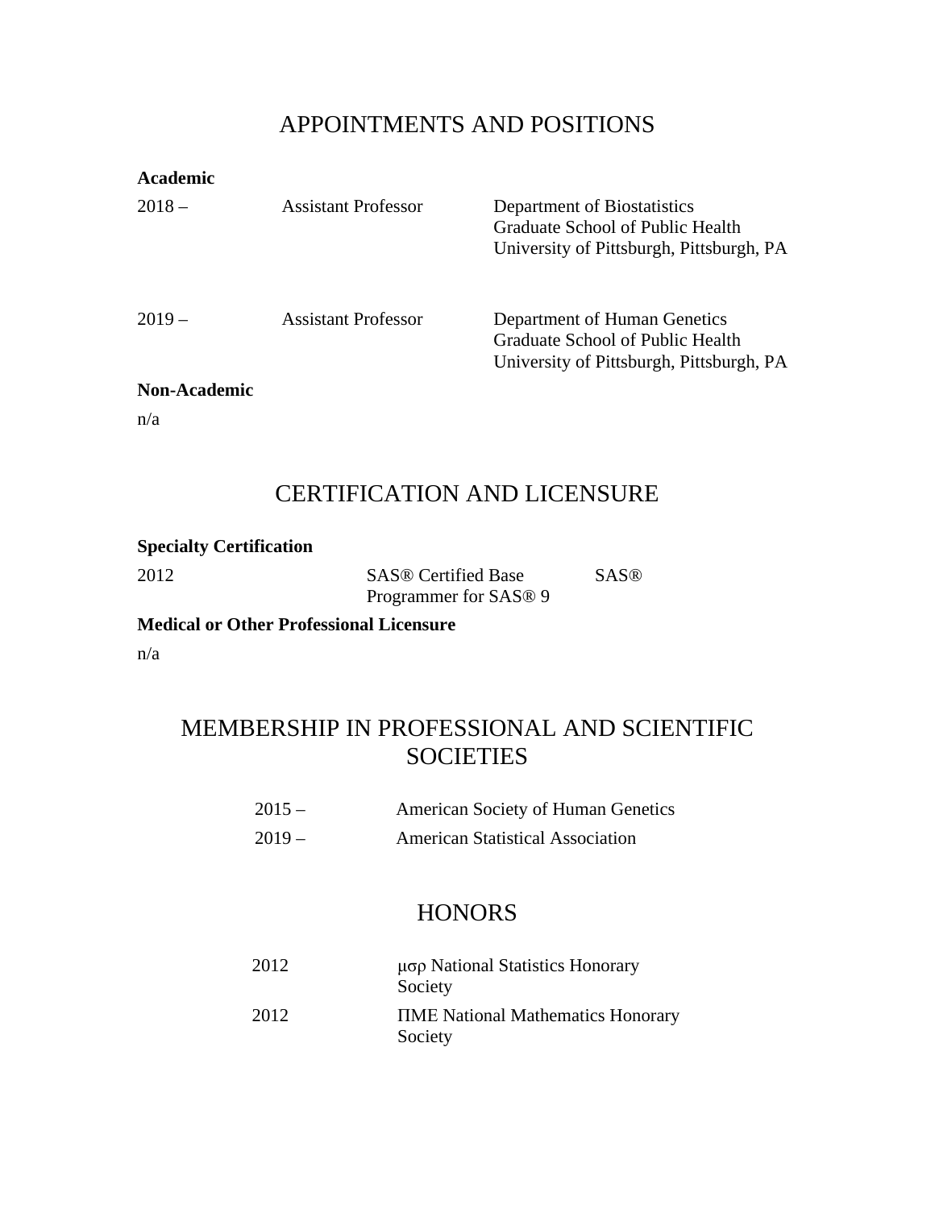# APPOINTMENTS AND POSITIONS

**Academic**

| | | |
|---|---|---|
| 2018 – | Assistant Professor | Department of Biostatistics<br>Graduate School of Public Health<br>University of Pittsburgh, Pittsburgh, PA |
| 2019 – | Assistant Professor | Department of Human Genetics<br>Graduate School of Public Health<br>University of Pittsburgh, Pittsburgh, PA |

**Non-Academic**

n/a

# CERTIFICATION AND LICENSURE

**Specialty Certification**

| | | |
|---|---|---|
| 2012 | SAS® Certified Base Programmer for SAS® 9 | SAS® |

**Medical or Other Professional Licensure**

n/a

# MEMBERSHIP IN PROFESSIONAL AND SCIENTIFIC SOCIETIES

| | |
|---|---|
| 2015 – | American Society of Human Genetics |
| 2019 – | American Statistical Association |

# HONORS

| | |
|---|---|
| 2012 | μσρ National Statistics Honorary Society |
| 2012 | ΠΜΕ National Mathematics Honorary Society |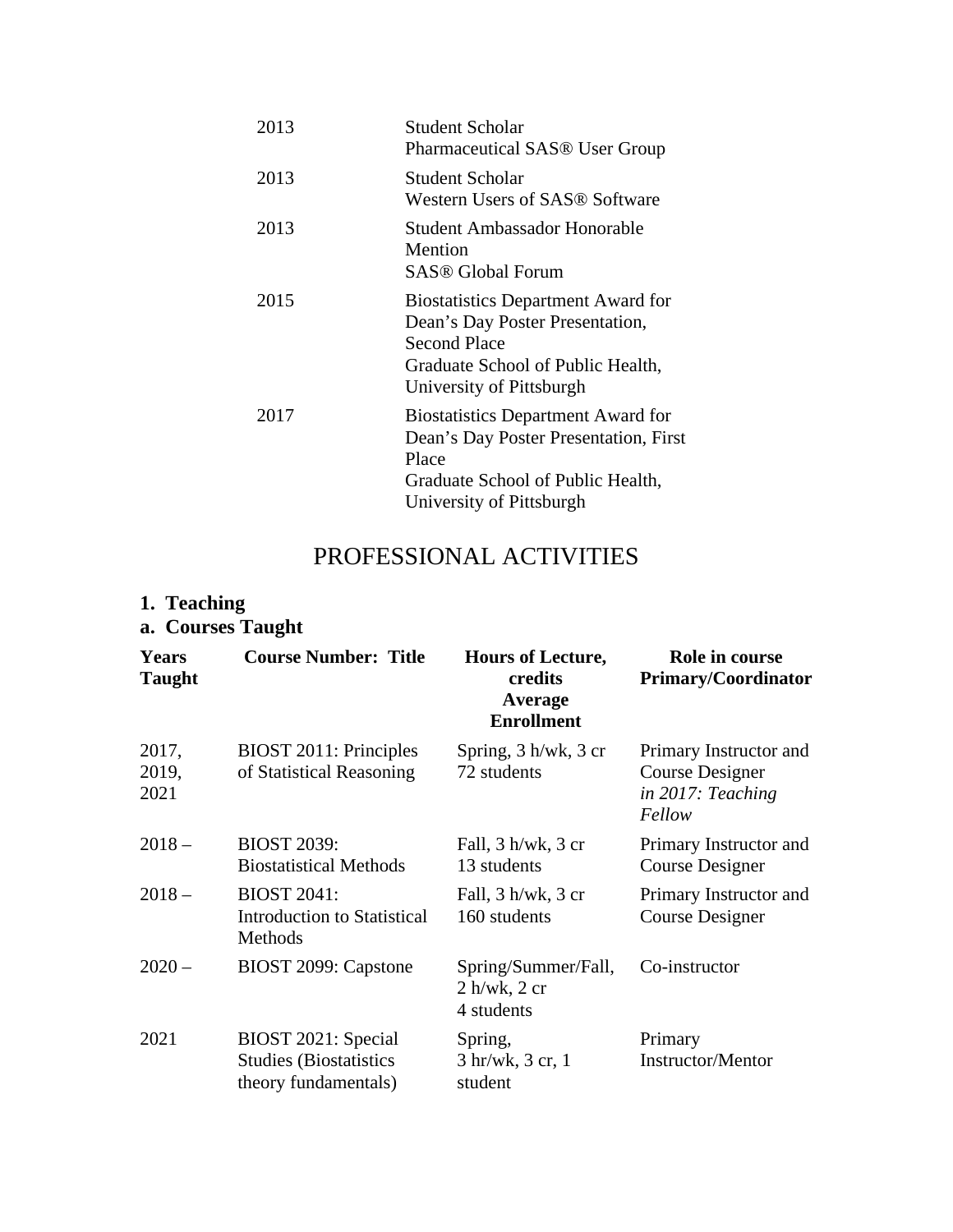| | |
|---|---|
| 2013 | Student Scholar<br>Pharmaceutical SAS® User Group |
| 2013 | Student Scholar<br>Western Users of SAS® Software |
| 2013 | Student Ambassador Honorable Mention<br>SAS® Global Forum |
| 2015 | Biostatistics Department Award for Dean's Day Poster Presentation, Second Place<br>Graduate School of Public Health, University of Pittsburgh |
| 2017 | Biostatistics Department Award for Dean's Day Poster Presentation, First Place<br>Graduate School of Public Health, University of Pittsburgh |

# PROFESSIONAL ACTIVITIES

## 1. Teaching

### a. Courses Taught

| Years Taught | Course Number: Title | Hours of Lecture, credits Average Enrollment | Role in course Primary/Coordinator |
|---|---|---|---|
| 2017, 2019, 2021 | BIOST 2011: Principles of Statistical Reasoning | Spring, 3 h/wk, 3 cr<br>72 students | Primary Instructor and Course Designer<br>*in 2017: Teaching Fellow* |
| 2018 – | BIOST 2039: Biostatistical Methods | Fall, 3 h/wk, 3 cr<br>13 students | Primary Instructor and Course Designer |
| 2018 – | BIOST 2041: Introduction to Statistical Methods | Fall, 3 h/wk, 3 cr<br>160 students | Primary Instructor and Course Designer |
| 2020 – | BIOST 2099: Capstone | Spring/Summer/Fall, 2 h/wk, 2 cr<br>4 students | Co-instructor |
| 2021 | BIOST 2021: Special Studies (Biostatistics theory fundamentals) | Spring,<br>3 hr/wk, 3 cr, 1 student | Primary Instructor/Mentor |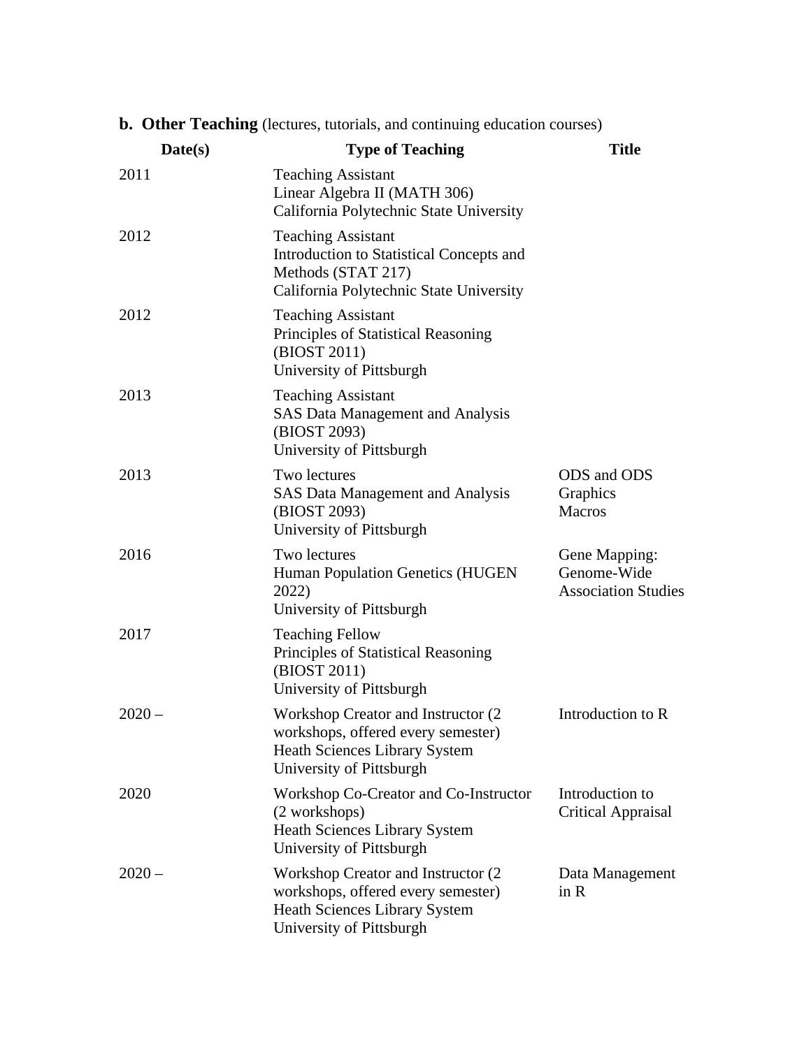**b. Other Teaching** (lectures, tutorials, and continuing education courses)

| Date(s) | Type of Teaching | Title |
|---|---|---|
| 2011 | Teaching Assistant<br>Linear Algebra II (MATH 306)<br>California Polytechnic State University | |
| 2012 | Teaching Assistant<br>Introduction to Statistical Concepts and Methods (STAT 217)<br>California Polytechnic State University | |
| 2012 | Teaching Assistant<br>Principles of Statistical Reasoning (BIOST 2011)<br>University of Pittsburgh | |
| 2013 | Teaching Assistant<br>SAS Data Management and Analysis (BIOST 2093)<br>University of Pittsburgh | |
| 2013 | Two lectures<br>SAS Data Management and Analysis (BIOST 2093)<br>University of Pittsburgh | ODS and ODS Graphics<br>Macros |
| 2016 | Two lectures<br>Human Population Genetics (HUGEN 2022)<br>University of Pittsburgh | Gene Mapping: Genome-Wide Association Studies |
| 2017 | Teaching Fellow<br>Principles of Statistical Reasoning (BIOST 2011)<br>University of Pittsburgh | |
| 2020 – | Workshop Creator and Instructor (2 workshops, offered every semester)<br>Heath Sciences Library System<br>University of Pittsburgh | Introduction to R |
| 2020 | Workshop Co-Creator and Co-Instructor (2 workshops)<br>Heath Sciences Library System<br>University of Pittsburgh | Introduction to Critical Appraisal |
| 2020 – | Workshop Creator and Instructor (2 workshops, offered every semester)<br>Heath Sciences Library System<br>University of Pittsburgh | Data Management in R |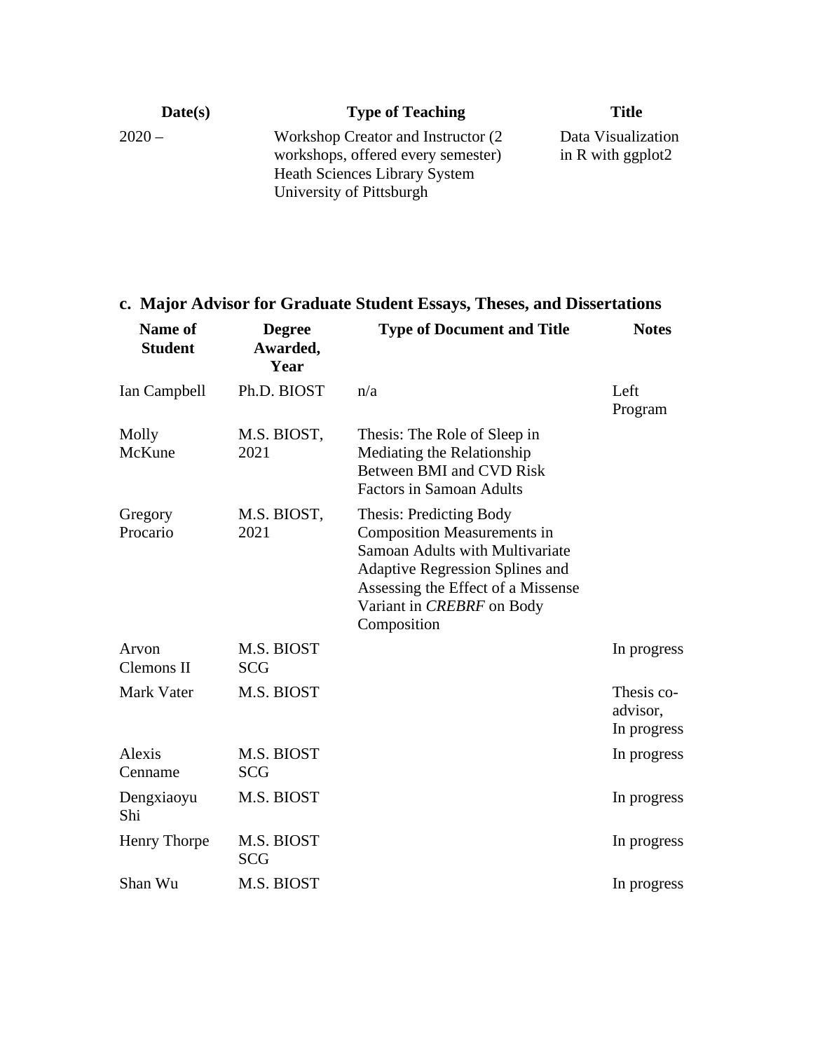| Date(s) | Type of Teaching | Title |
|---|---|---|
| 2020 – | Workshop Creator and Instructor (2 workshops, offered every semester) Heath Sciences Library System University of Pittsburgh | Data Visualization in R with ggplot2 |

### c. Major Advisor for Graduate Student Essays, Theses, and Dissertations

| Name of Student | Degree Awarded, Year | Type of Document and Title | Notes |
|---|---|---|---|
| Ian Campbell | Ph.D. BIOST | n/a | Left Program |
| Molly McKune | M.S. BIOST, 2021 | Thesis: The Role of Sleep in Mediating the Relationship Between BMI and CVD Risk Factors in Samoan Adults | |
| Gregory Procario | M.S. BIOST, 2021 | Thesis: Predicting Body Composition Measurements in Samoan Adults with Multivariate Adaptive Regression Splines and Assessing the Effect of a Missense Variant in *CREBRF* on Body Composition | |
| Arvon Clemons II | M.S. BIOST SCG | | In progress |
| Mark Vater | M.S. BIOST | | Thesis co-advisor, In progress |
| Alexis Cenname | M.S. BIOST SCG | | In progress |
| Dengxiaoyu Shi | M.S. BIOST | | In progress |
| Henry Thorpe | M.S. BIOST SCG | | In progress |
| Shan Wu | M.S. BIOST | | In progress |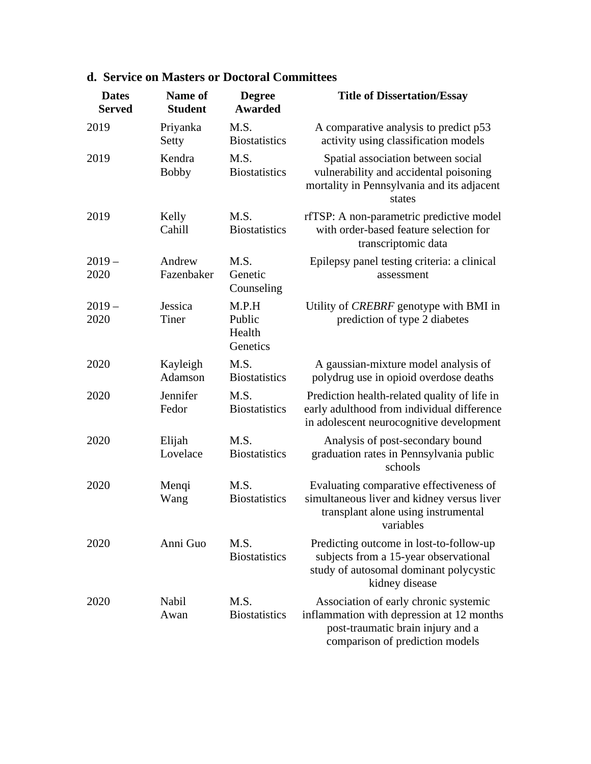### d. Service on Masters or Doctoral Committees

| Dates Served | Name of Student | Degree Awarded | Title of Dissertation/Essay |
|---|---|---|---|
| 2019 | Priyanka Setty | M.S. Biostatistics | A comparative analysis to predict p53 activity using classification models |
| 2019 | Kendra Bobby | M.S. Biostatistics | Spatial association between social vulnerability and accidental poisoning mortality in Pennsylvania and its adjacent states |
| 2019 | Kelly Cahill | M.S. Biostatistics | rfTSP: A non-parametric predictive model with order-based feature selection for transcriptomic data |
| 2019 – 2020 | Andrew Fazenbaker | M.S. Genetic Counseling | Epilepsy panel testing criteria: a clinical assessment |
| 2019 – 2020 | Jessica Tiner | M.P.H Public Health Genetics | Utility of *CREBRF* genotype with BMI in prediction of type 2 diabetes |
| 2020 | Kayleigh Adamson | M.S. Biostatistics | A gaussian-mixture model analysis of polydrug use in opioid overdose deaths |
| 2020 | Jennifer Fedor | M.S. Biostatistics | Prediction health-related quality of life in early adulthood from individual difference in adolescent neurocognitive development |
| 2020 | Elijah Lovelace | M.S. Biostatistics | Analysis of post-secondary bound graduation rates in Pennsylvania public schools |
| 2020 | Menqi Wang | M.S. Biostatistics | Evaluating comparative effectiveness of simultaneous liver and kidney versus liver transplant alone using instrumental variables |
| 2020 | Anni Guo | M.S. Biostatistics | Predicting outcome in lost-to-follow-up subjects from a 15-year observational study of autosomal dominant polycystic kidney disease |
| 2020 | Nabil Awan | M.S. Biostatistics | Association of early chronic systemic inflammation with depression at 12 months post-traumatic brain injury and a comparison of prediction models |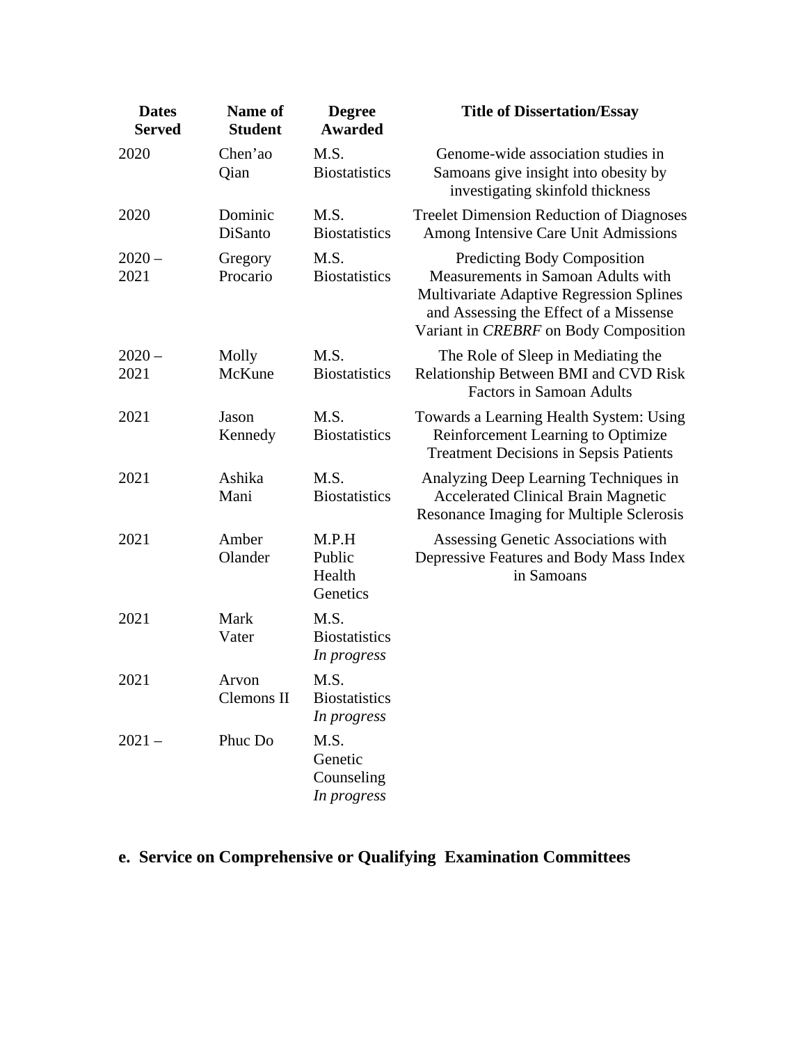| Dates Served | Name of Student | Degree Awarded | Title of Dissertation/Essay |
|---|---|---|---|
| 2020 | Chen'ao Qian | M.S. Biostatistics | Genome-wide association studies in Samoans give insight into obesity by investigating skinfold thickness |
| 2020 | Dominic DiSanto | M.S. Biostatistics | Treelet Dimension Reduction of Diagnoses Among Intensive Care Unit Admissions |
| 2020 – 2021 | Gregory Procario | M.S. Biostatistics | Predicting Body Composition Measurements in Samoan Adults with Multivariate Adaptive Regression Splines and Assessing the Effect of a Missense Variant in *CREBRF* on Body Composition |
| 2020 – 2021 | Molly McKune | M.S. Biostatistics | The Role of Sleep in Mediating the Relationship Between BMI and CVD Risk Factors in Samoan Adults |
| 2021 | Jason Kennedy | M.S. Biostatistics | Towards a Learning Health System: Using Reinforcement Learning to Optimize Treatment Decisions in Sepsis Patients |
| 2021 | Ashika Mani | M.S. Biostatistics | Analyzing Deep Learning Techniques in Accelerated Clinical Brain Magnetic Resonance Imaging for Multiple Sclerosis |
| 2021 | Amber Olander | M.P.H Public Health Genetics | Assessing Genetic Associations with Depressive Features and Body Mass Index in Samoans |
| 2021 | Mark Vater | M.S. Biostatistics *In progress* | |
| 2021 | Arvon Clemons II | M.S. Biostatistics *In progress* | |
| 2021 – | Phuc Do | M.S. Genetic Counseling *In progress* | |

### e. Service on Comprehensive or Qualifying Examination Committees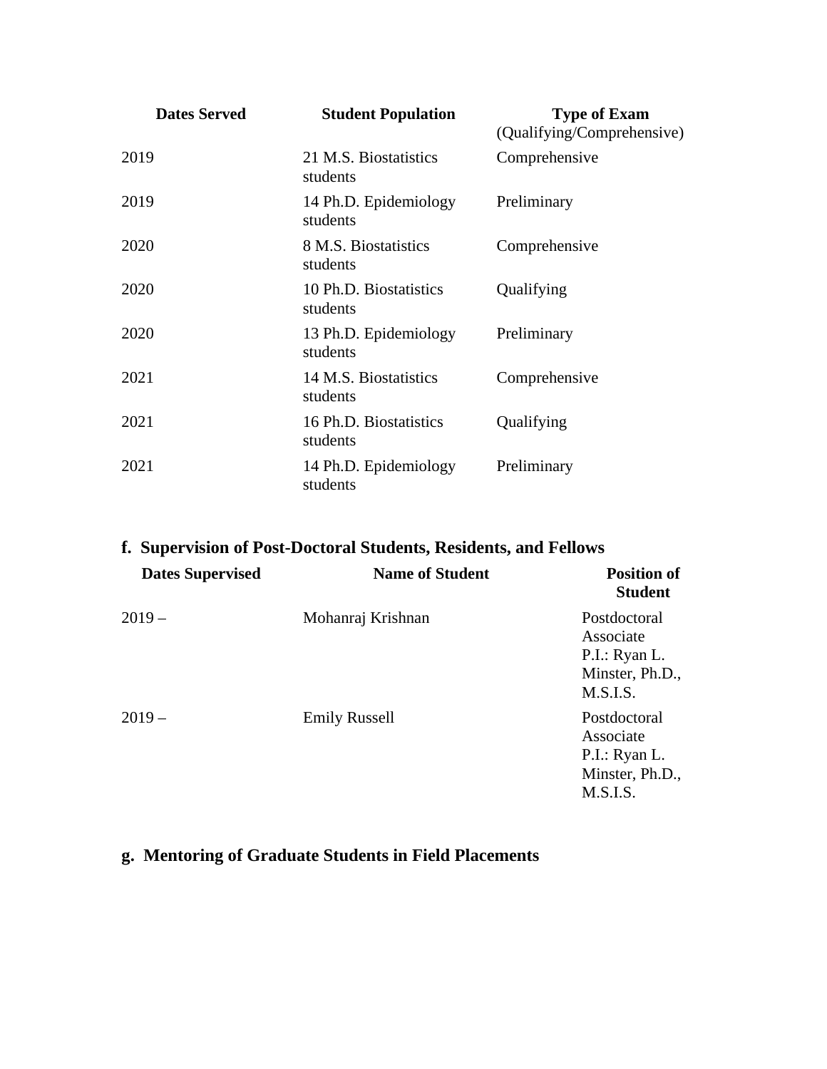| Dates Served | Student Population | Type of Exam (Qualifying/Comprehensive) |
|---|---|---|
| 2019 | 21 M.S. Biostatistics students | Comprehensive |
| 2019 | 14 Ph.D. Epidemiology students | Preliminary |
| 2020 | 8 M.S. Biostatistics students | Comprehensive |
| 2020 | 10 Ph.D. Biostatistics students | Qualifying |
| 2020 | 13 Ph.D. Epidemiology students | Preliminary |
| 2021 | 14 M.S. Biostatistics students | Comprehensive |
| 2021 | 16 Ph.D. Biostatistics students | Qualifying |
| 2021 | 14 Ph.D. Epidemiology students | Preliminary |

## f. Supervision of Post-Doctoral Students, Residents, and Fellows

| Dates Supervised | Name of Student | Position of Student |
|---|---|---|
| 2019 – | Mohanraj Krishnan | Postdoctoral Associate P.I.: Ryan L. Minster, Ph.D., M.S.I.S. |
| 2019 – | Emily Russell | Postdoctoral Associate P.I.: Ryan L. Minster, Ph.D., M.S.I.S. |

## g. Mentoring of Graduate Students in Field Placements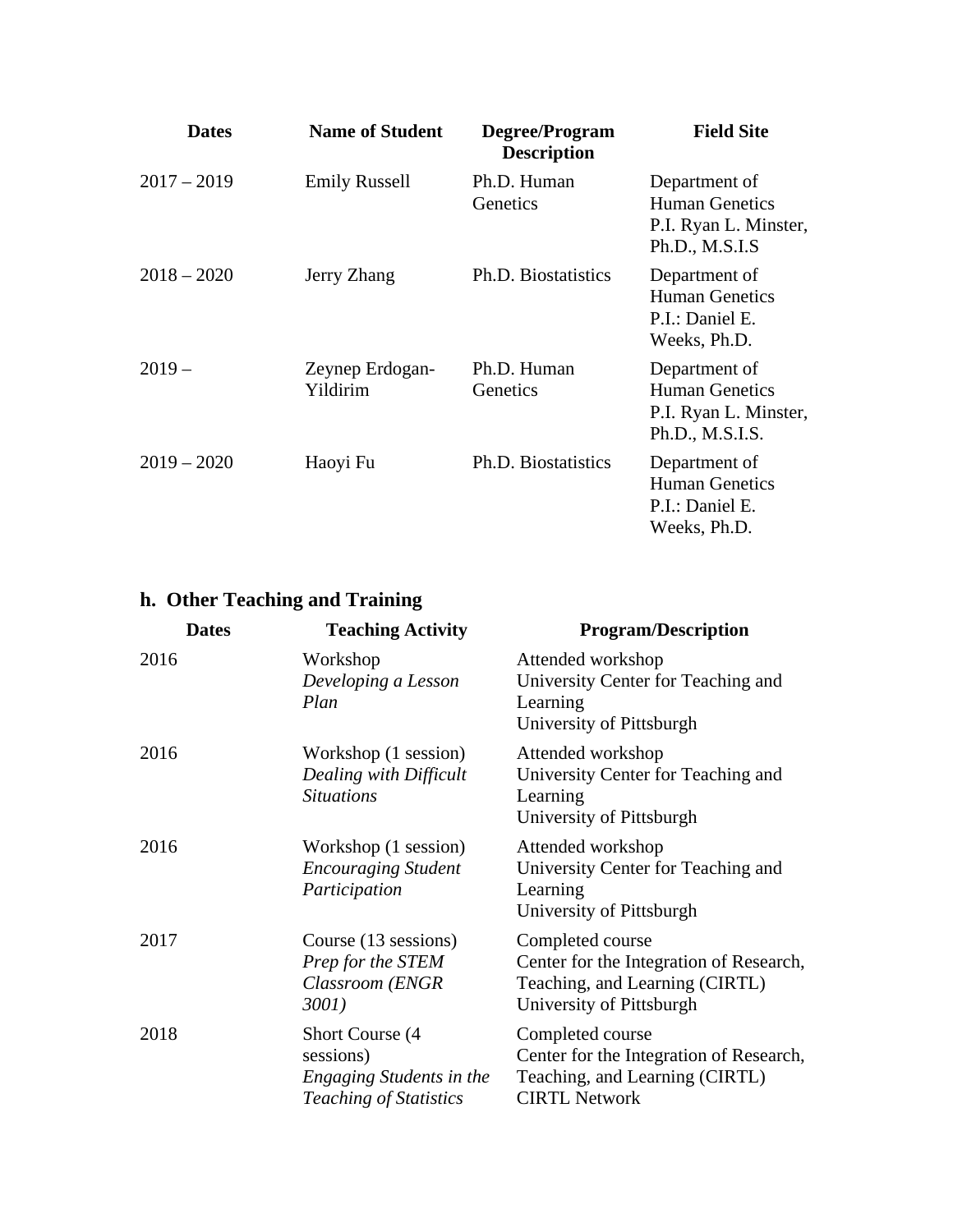| Dates | Name of Student | Degree/Program Description | Field Site |
| --- | --- | --- | --- |
| 2017 – 2019 | Emily Russell | Ph.D. Human Genetics | Department of Human Genetics P.I. Ryan L. Minster, Ph.D., M.S.I.S |
| 2018 – 2020 | Jerry Zhang | Ph.D. Biostatistics | Department of Human Genetics P.I.: Daniel E. Weeks, Ph.D. |
| 2019 – | Zeynep Erdogan-Yildirim | Ph.D. Human Genetics | Department of Human Genetics P.I. Ryan L. Minster, Ph.D., M.S.I.S. |
| 2019 – 2020 | Haoyi Fu | Ph.D. Biostatistics | Department of Human Genetics P.I.: Daniel E. Weeks, Ph.D. |

## h. Other Teaching and Training

| Dates | Teaching Activity | Program/Description |
| --- | --- | --- |
| 2016 | Workshop *Developing a Lesson Plan* | Attended workshop University Center for Teaching and Learning University of Pittsburgh |
| 2016 | Workshop (1 session) *Dealing with Difficult Situations* | Attended workshop University Center for Teaching and Learning University of Pittsburgh |
| 2016 | Workshop (1 session) *Encouraging Student Participation* | Attended workshop University Center for Teaching and Learning University of Pittsburgh |
| 2017 | Course (13 sessions) *Prep for the STEM Classroom (ENGR 3001)* | Completed course Center for the Integration of Research, Teaching, and Learning (CIRTL) University of Pittsburgh |
| 2018 | Short Course (4 sessions) *Engaging Students in the Teaching of Statistics* | Completed course Center for the Integration of Research, Teaching, and Learning (CIRTL) CIRTL Network |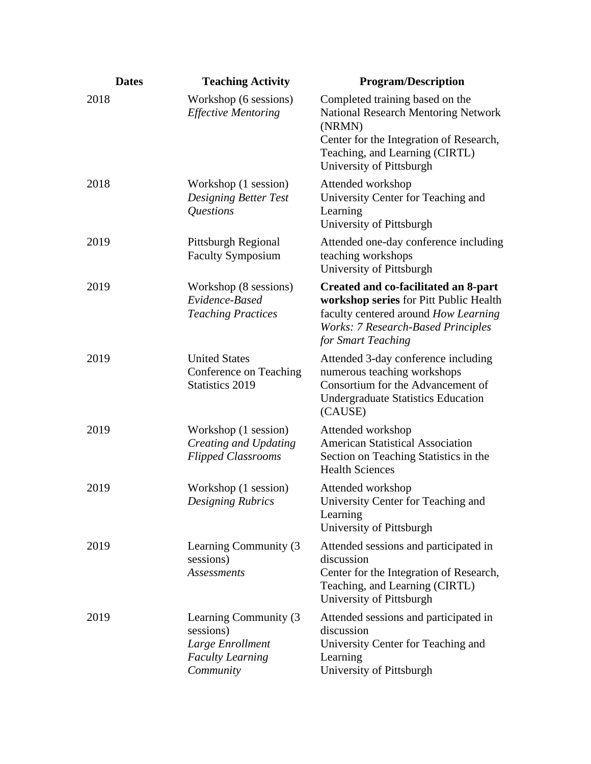| Dates | Teaching Activity | Program/Description |
|---|---|---|
| 2018 | Workshop (6 sessions)<br>*Effective Mentoring* | Completed training based on the National Research Mentoring Network (NRMN)<br>Center for the Integration of Research, Teaching, and Learning (CIRTL)<br>University of Pittsburgh |
| 2018 | Workshop (1 session)<br>*Designing Better Test Questions* | Attended workshop<br>University Center for Teaching and Learning<br>University of Pittsburgh |
| 2019 | Pittsburgh Regional Faculty Symposium | Attended one-day conference including teaching workshops<br>University of Pittsburgh |
| 2019 | Workshop (8 sessions)<br>*Evidence-Based Teaching Practices* | **Created and co-facilitated an 8-part workshop series** for Pitt Public Health faculty centered around *How Learning Works: 7 Research-Based Principles for Smart Teaching* |
| 2019 | United States Conference on Teaching Statistics 2019 | Attended 3-day conference including numerous teaching workshops<br>Consortium for the Advancement of Undergraduate Statistics Education (CAUSE) |
| 2019 | Workshop (1 session)<br>*Creating and Updating Flipped Classrooms* | Attended workshop<br>American Statistical Association Section on Teaching Statistics in the Health Sciences |
| 2019 | Workshop (1 session)<br>*Designing Rubrics* | Attended workshop<br>University Center for Teaching and Learning<br>University of Pittsburgh |
| 2019 | Learning Community (3 sessions)<br>*Assessments* | Attended sessions and participated in discussion<br>Center for the Integration of Research, Teaching, and Learning (CIRTL)<br>University of Pittsburgh |
| 2019 | Learning Community (3 sessions)<br>*Large Enrollment Faculty Learning Community* | Attended sessions and participated in discussion<br>University Center for Teaching and Learning<br>University of Pittsburgh |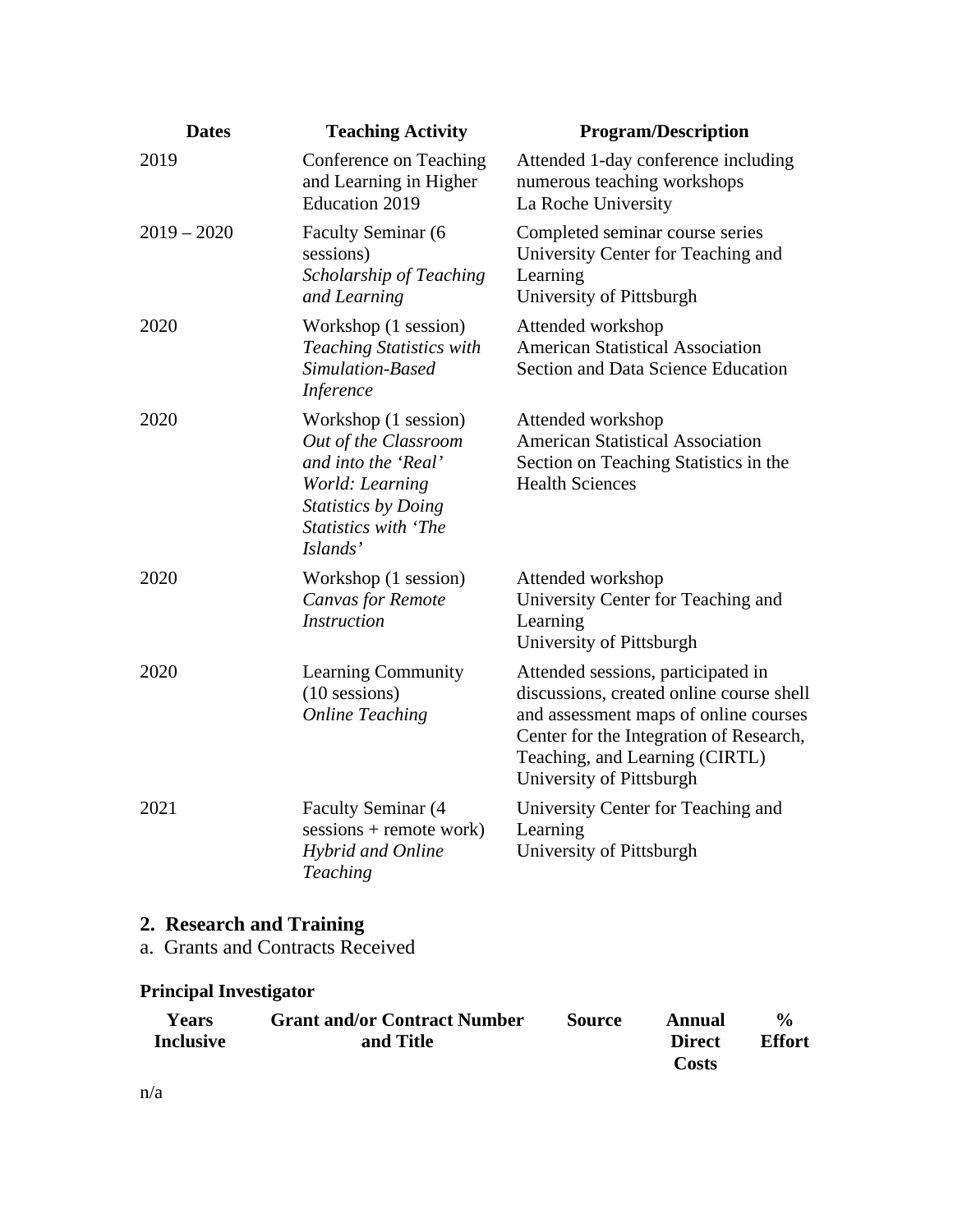| Dates | Teaching Activity | Program/Description |
| --- | --- | --- |
| 2019 | Conference on Teaching and Learning in Higher Education 2019 | Attended 1-day conference including numerous teaching workshops<br>La Roche University |
| 2019 – 2020 | Faculty Seminar (6 sessions)<br>*Scholarship of Teaching and Learning* | Completed seminar course series<br>University Center for Teaching and Learning<br>University of Pittsburgh |
| 2020 | Workshop (1 session)<br>*Teaching Statistics with Simulation-Based Inference* | Attended workshop<br>American Statistical Association<br>Section and Data Science Education |
| 2020 | Workshop (1 session)<br>*Out of the Classroom and into the 'Real' World: Learning Statistics by Doing Statistics with 'The Islands'* | Attended workshop<br>American Statistical Association<br>Section on Teaching Statistics in the Health Sciences |
| 2020 | Workshop (1 session)<br>*Canvas for Remote Instruction* | Attended workshop<br>University Center for Teaching and Learning<br>University of Pittsburgh |
| 2020 | Learning Community (10 sessions)<br>*Online Teaching* | Attended sessions, participated in discussions, created online course shell and assessment maps of online courses<br>Center for the Integration of Research, Teaching, and Learning (CIRTL)<br>University of Pittsburgh |
| 2021 | Faculty Seminar (4 sessions + remote work)<br>*Hybrid and Online Teaching* | University Center for Teaching and Learning<br>University of Pittsburgh |

## 2. Research and Training

a. Grants and Contracts Received

**Principal Investigator**

| Years Inclusive | Grant and/or Contract Number and Title | Source | Annual Direct Costs | % Effort |
| --- | --- | --- | --- | --- |

n/a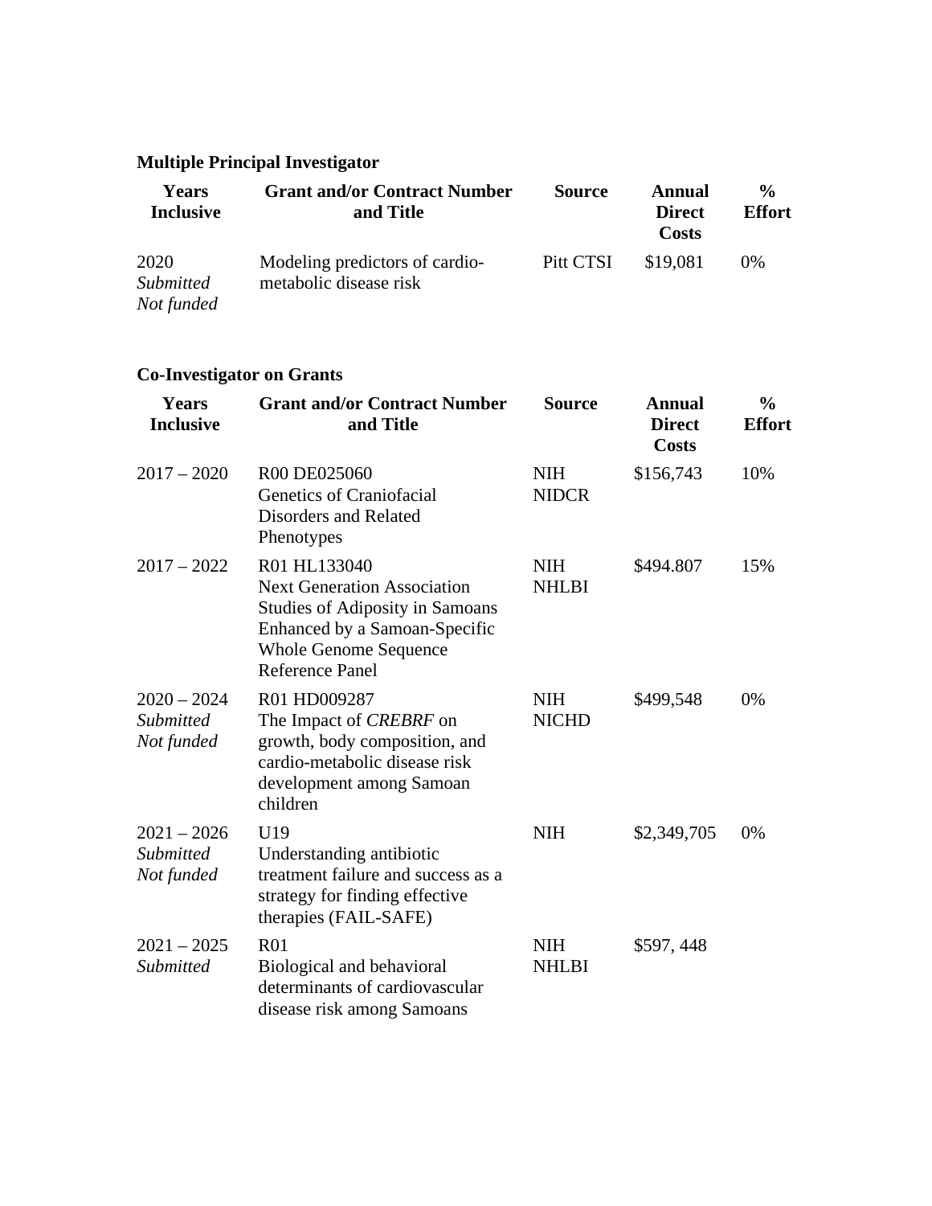**Multiple Principal Investigator**

| Years Inclusive | Grant and/or Contract Number and Title | Source | Annual Direct Costs | % Effort |
|---|---|---|---|---|
| 2020 *Submitted* *Not funded* | Modeling predictors of cardio-metabolic disease risk | Pitt CTSI | $19,081 | 0% |

**Co-Investigator on Grants**

| Years Inclusive | Grant and/or Contract Number and Title | Source | Annual Direct Costs | % Effort |
|---|---|---|---|---|
| 2017 – 2020 | R00 DE025060 Genetics of Craniofacial Disorders and Related Phenotypes | NIH NIDCR | $156,743 | 10% |
| 2017 – 2022 | R01 HL133040 Next Generation Association Studies of Adiposity in Samoans Enhanced by a Samoan-Specific Whole Genome Sequence Reference Panel | NIH NHLBI | $494.807 | 15% |
| 2020 – 2024 *Submitted* *Not funded* | R01 HD009287 The Impact of *CREBRF* on growth, body composition, and cardio-metabolic disease risk development among Samoan children | NIH NICHD | $499,548 | 0% |
| 2021 – 2026 *Submitted* *Not funded* | U19 Understanding antibiotic treatment failure and success as a strategy for finding effective therapies (FAIL-SAFE) | NIH | $2,349,705 | 0% |
| 2021 – 2025 *Submitted* | R01 Biological and behavioral determinants of cardiovascular disease risk among Samoans | NIH NHLBI | $597, 448 | |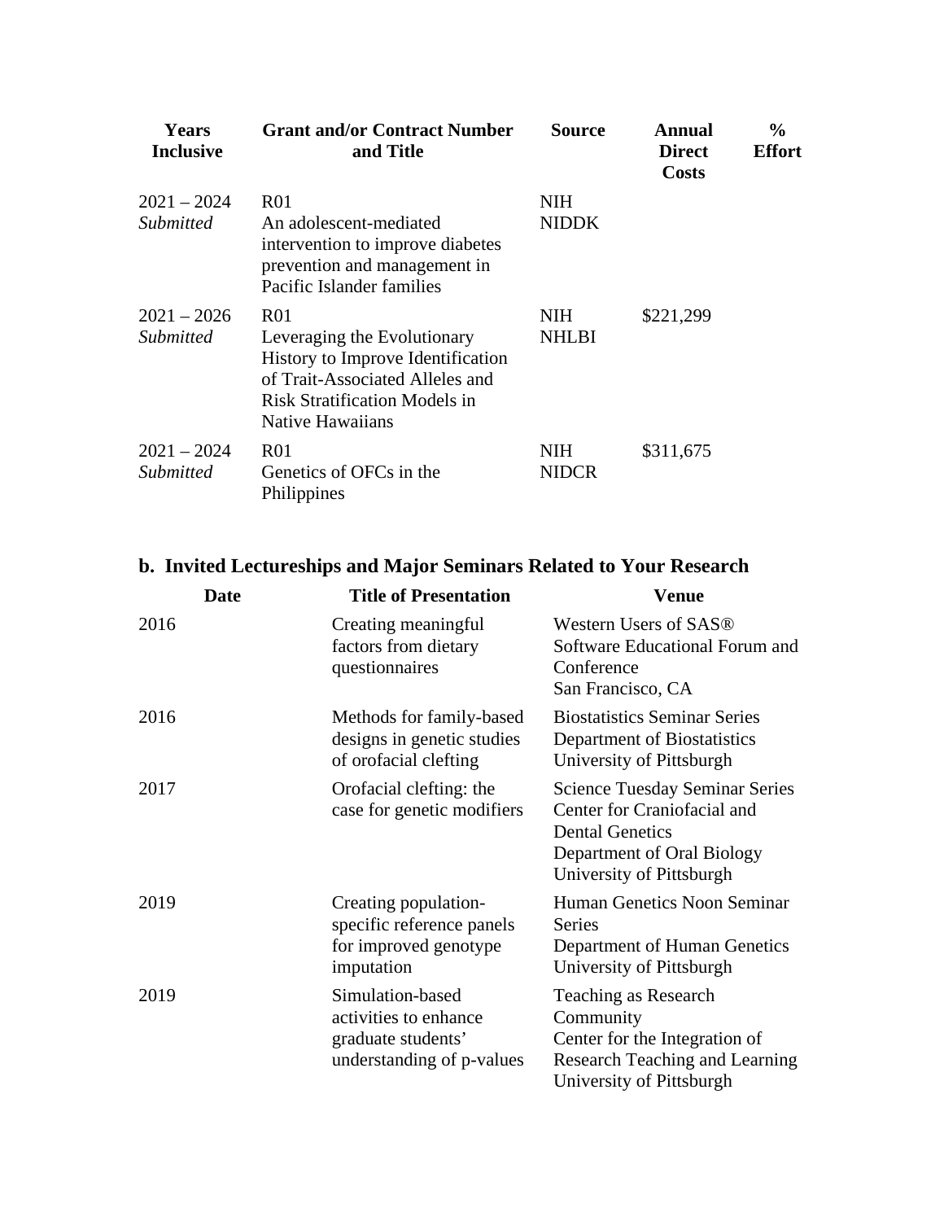| Years Inclusive | Grant and/or Contract Number and Title | Source | Annual Direct Costs | % Effort |
|---|---|---|---|---|
| 2021 – 2024 *Submitted* | R01 An adolescent-mediated intervention to improve diabetes prevention and management in Pacific Islander families | NIH NIDDK | | |
| 2021 – 2026 *Submitted* | R01 Leveraging the Evolutionary History to Improve Identification of Trait-Associated Alleles and Risk Stratification Models in Native Hawaiians | NIH NHLBI | \$221,299 | |
| 2021 – 2024 *Submitted* | R01 Genetics of OFCs in the Philippines | NIH NIDCR | \$311,675 | |

## b. Invited Lectureships and Major Seminars Related to Your Research

| Date | Title of Presentation | Venue |
|---|---|---|
| 2016 | Creating meaningful factors from dietary questionnaires | Western Users of SAS® Software Educational Forum and Conference San Francisco, CA |
| 2016 | Methods for family-based designs in genetic studies of orofacial clefting | Biostatistics Seminar Series Department of Biostatistics University of Pittsburgh |
| 2017 | Orofacial clefting: the case for genetic modifiers | Science Tuesday Seminar Series Center for Craniofacial and Dental Genetics Department of Oral Biology University of Pittsburgh |
| 2019 | Creating population-specific reference panels for improved genotype imputation | Human Genetics Noon Seminar Series Department of Human Genetics University of Pittsburgh |
| 2019 | Simulation-based activities to enhance graduate students' understanding of p-values | Teaching as Research Community Center for the Integration of Research Teaching and Learning University of Pittsburgh |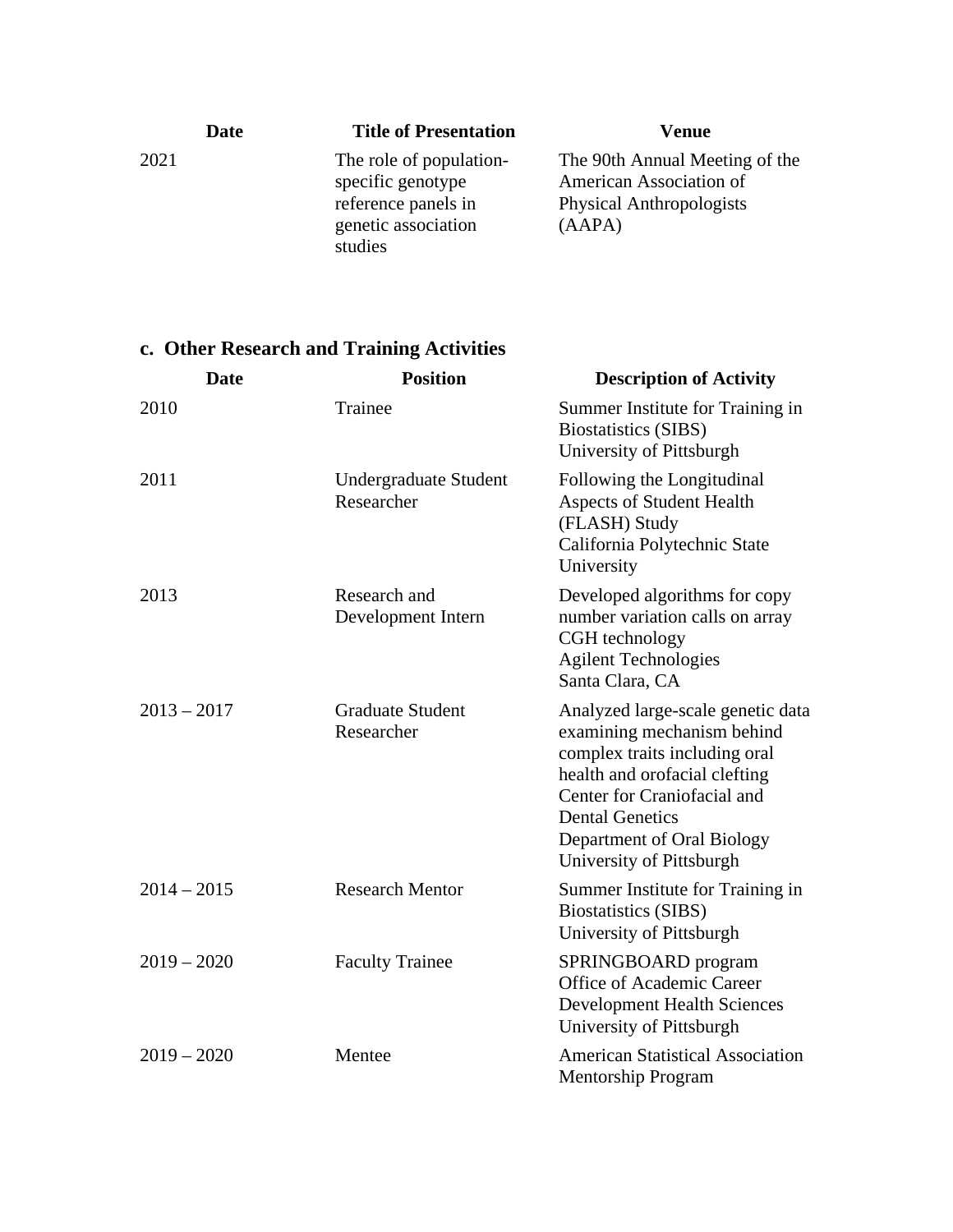| Date | Title of Presentation | Venue |
|---|---|---|
| 2021 | The role of population-specific genotype reference panels in genetic association studies | The 90th Annual Meeting of the American Association of Physical Anthropologists (AAPA) |

## c. Other Research and Training Activities

| Date | Position | Description of Activity |
|---|---|---|
| 2010 | Trainee | Summer Institute for Training in Biostatistics (SIBS) University of Pittsburgh |
| 2011 | Undergraduate Student Researcher | Following the Longitudinal Aspects of Student Health (FLASH) Study California Polytechnic State University |
| 2013 | Research and Development Intern | Developed algorithms for copy number variation calls on array CGH technology Agilent Technologies Santa Clara, CA |
| 2013 – 2017 | Graduate Student Researcher | Analyzed large-scale genetic data examining mechanism behind complex traits including oral health and orofacial clefting Center for Craniofacial and Dental Genetics Department of Oral Biology University of Pittsburgh |
| 2014 – 2015 | Research Mentor | Summer Institute for Training in Biostatistics (SIBS) University of Pittsburgh |
| 2019 – 2020 | Faculty Trainee | SPRINGBOARD program Office of Academic Career Development Health Sciences University of Pittsburgh |
| 2019 – 2020 | Mentee | American Statistical Association Mentorship Program |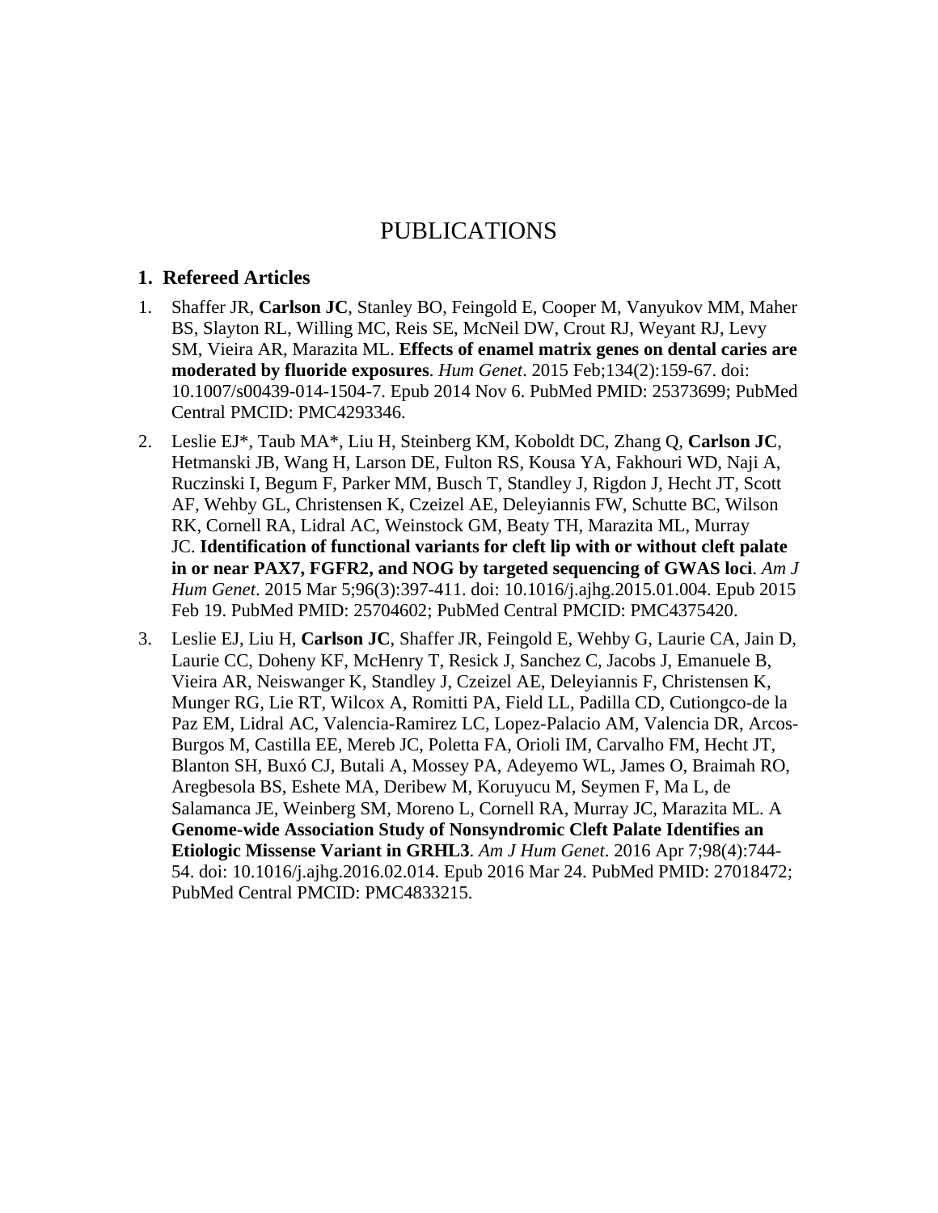# PUBLICATIONS

## 1. Refereed Articles

1. Shaffer JR, **Carlson JC**, Stanley BO, Feingold E, Cooper M, Vanyukov MM, Maher BS, Slayton RL, Willing MC, Reis SE, McNeil DW, Crout RJ, Weyant RJ, Levy SM, Vieira AR, Marazita ML. **Effects of enamel matrix genes on dental caries are moderated by fluoride exposures**. *Hum Genet*. 2015 Feb;134(2):159-67. doi: 10.1007/s00439-014-1504-7. Epub 2014 Nov 6. PubMed PMID: 25373699; PubMed Central PMCID: PMC4293346.
2. Leslie EJ*, Taub MA*, Liu H, Steinberg KM, Koboldt DC, Zhang Q, **Carlson JC**, Hetmanski JB, Wang H, Larson DE, Fulton RS, Kousa YA, Fakhouri WD, Naji A, Ruczinski I, Begum F, Parker MM, Busch T, Standley J, Rigdon J, Hecht JT, Scott AF, Wehby GL, Christensen K, Czeizel AE, Deleyiannis FW, Schutte BC, Wilson RK, Cornell RA, Lidral AC, Weinstock GM, Beaty TH, Marazita ML, Murray JC. **Identification of functional variants for cleft lip with or without cleft palate in or near PAX7, FGFR2, and NOG by targeted sequencing of GWAS loci**. *Am J Hum Genet*. 2015 Mar 5;96(3):397-411. doi: 10.1016/j.ajhg.2015.01.004. Epub 2015 Feb 19. PubMed PMID: 25704602; PubMed Central PMCID: PMC4375420.
3. Leslie EJ, Liu H, **Carlson JC**, Shaffer JR, Feingold E, Wehby G, Laurie CA, Jain D, Laurie CC, Doheny KF, McHenry T, Resick J, Sanchez C, Jacobs J, Emanuele B, Vieira AR, Neiswanger K, Standley J, Czeizel AE, Deleyiannis F, Christensen K, Munger RG, Lie RT, Wilcox A, Romitti PA, Field LL, Padilla CD, Cutiongco-de la Paz EM, Lidral AC, Valencia-Ramirez LC, Lopez-Palacio AM, Valencia DR, Arcos-Burgos M, Castilla EE, Mereb JC, Poletta FA, Orioli IM, Carvalho FM, Hecht JT, Blanton SH, Buxó CJ, Butali A, Mossey PA, Adeyemo WL, James O, Braimah RO, Aregbesola BS, Eshete MA, Deribew M, Koruyucu M, Seymen F, Ma L, de Salamanca JE, Weinberg SM, Moreno L, Cornell RA, Murray JC, Marazita ML. A **Genome-wide Association Study of Nonsyndromic Cleft Palate Identifies an Etiologic Missense Variant in GRHL3**. *Am J Hum Genet*. 2016 Apr 7;98(4):744-54. doi: 10.1016/j.ajhg.2016.02.014. Epub 2016 Mar 24. PubMed PMID: 27018472; PubMed Central PMCID: PMC4833215.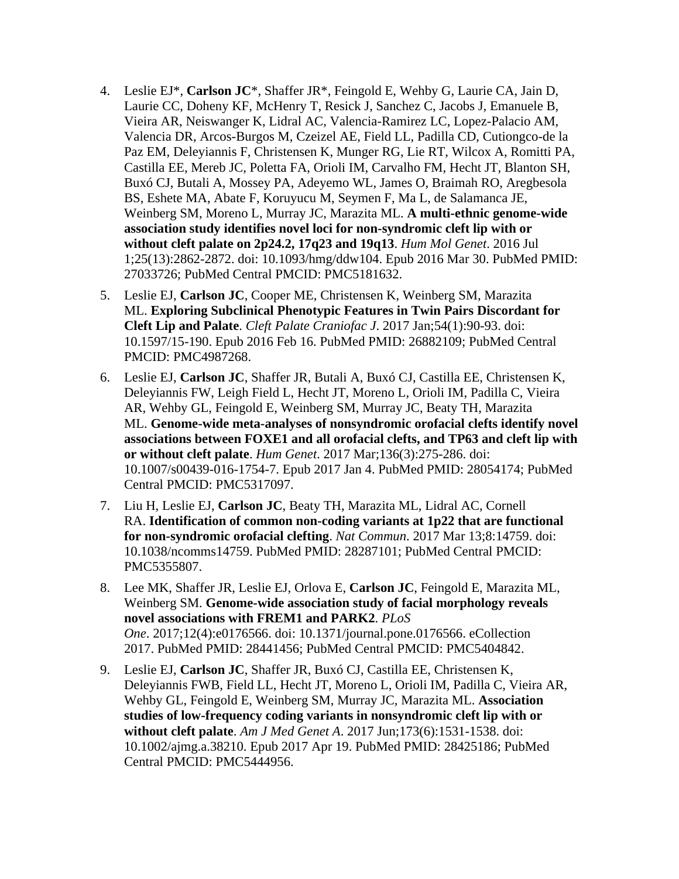4. Leslie EJ*, **Carlson JC***, Shaffer JR*, Feingold E, Wehby G, Laurie CA, Jain D, Laurie CC, Doheny KF, McHenry T, Resick J, Sanchez C, Jacobs J, Emanuele B, Vieira AR, Neiswanger K, Lidral AC, Valencia-Ramirez LC, Lopez-Palacio AM, Valencia DR, Arcos-Burgos M, Czeizel AE, Field LL, Padilla CD, Cutiongco-de la Paz EM, Deleyiannis F, Christensen K, Munger RG, Lie RT, Wilcox A, Romitti PA, Castilla EE, Mereb JC, Poletta FA, Orioli IM, Carvalho FM, Hecht JT, Blanton SH, Buxó CJ, Butali A, Mossey PA, Adeyemo WL, James O, Braimah RO, Aregbesola BS, Eshete MA, Abate F, Koruyucu M, Seymen F, Ma L, de Salamanca JE, Weinberg SM, Moreno L, Murray JC, Marazita ML. **A multi-ethnic genome-wide association study identifies novel loci for non-syndromic cleft lip with or without cleft palate on 2p24.2, 17q23 and 19q13**. *Hum Mol Genet*. 2016 Jul 1;25(13):2862-2872. doi: 10.1093/hmg/ddw104. Epub 2016 Mar 30. PubMed PMID: 27033726; PubMed Central PMCID: PMC5181632.

5. Leslie EJ, **Carlson JC**, Cooper ME, Christensen K, Weinberg SM, Marazita ML. **Exploring Subclinical Phenotypic Features in Twin Pairs Discordant for Cleft Lip and Palate**. *Cleft Palate Craniofac J*. 2017 Jan;54(1):90-93. doi: 10.1597/15-190. Epub 2016 Feb 16. PubMed PMID: 26882109; PubMed Central PMCID: PMC4987268.

6. Leslie EJ, **Carlson JC**, Shaffer JR, Butali A, Buxó CJ, Castilla EE, Christensen K, Deleyiannis FW, Leigh Field L, Hecht JT, Moreno L, Orioli IM, Padilla C, Vieira AR, Wehby GL, Feingold E, Weinberg SM, Murray JC, Beaty TH, Marazita ML. **Genome-wide meta-analyses of nonsyndromic orofacial clefts identify novel associations between FOXE1 and all orofacial clefts, and TP63 and cleft lip with or without cleft palate**. *Hum Genet*. 2017 Mar;136(3):275-286. doi: 10.1007/s00439-016-1754-7. Epub 2017 Jan 4. PubMed PMID: 28054174; PubMed Central PMCID: PMC5317097.

7. Liu H, Leslie EJ, **Carlson JC**, Beaty TH, Marazita ML, Lidral AC, Cornell RA. **Identification of common non-coding variants at 1p22 that are functional for non-syndromic orofacial clefting**. *Nat Commun*. 2017 Mar 13;8:14759. doi: 10.1038/ncomms14759. PubMed PMID: 28287101; PubMed Central PMCID: PMC5355807.

8. Lee MK, Shaffer JR, Leslie EJ, Orlova E, **Carlson JC**, Feingold E, Marazita ML, Weinberg SM. **Genome-wide association study of facial morphology reveals novel associations with FREM1 and PARK2**. *PLoS One*. 2017;12(4):e0176566. doi: 10.1371/journal.pone.0176566. eCollection 2017. PubMed PMID: 28441456; PubMed Central PMCID: PMC5404842.

9. Leslie EJ, **Carlson JC**, Shaffer JR, Buxó CJ, Castilla EE, Christensen K, Deleyiannis FWB, Field LL, Hecht JT, Moreno L, Orioli IM, Padilla C, Vieira AR, Wehby GL, Feingold E, Weinberg SM, Murray JC, Marazita ML. **Association studies of low-frequency coding variants in nonsyndromic cleft lip with or without cleft palate**. *Am J Med Genet A*. 2017 Jun;173(6):1531-1538. doi: 10.1002/ajmg.a.38210. Epub 2017 Apr 19. PubMed PMID: 28425186; PubMed Central PMCID: PMC5444956.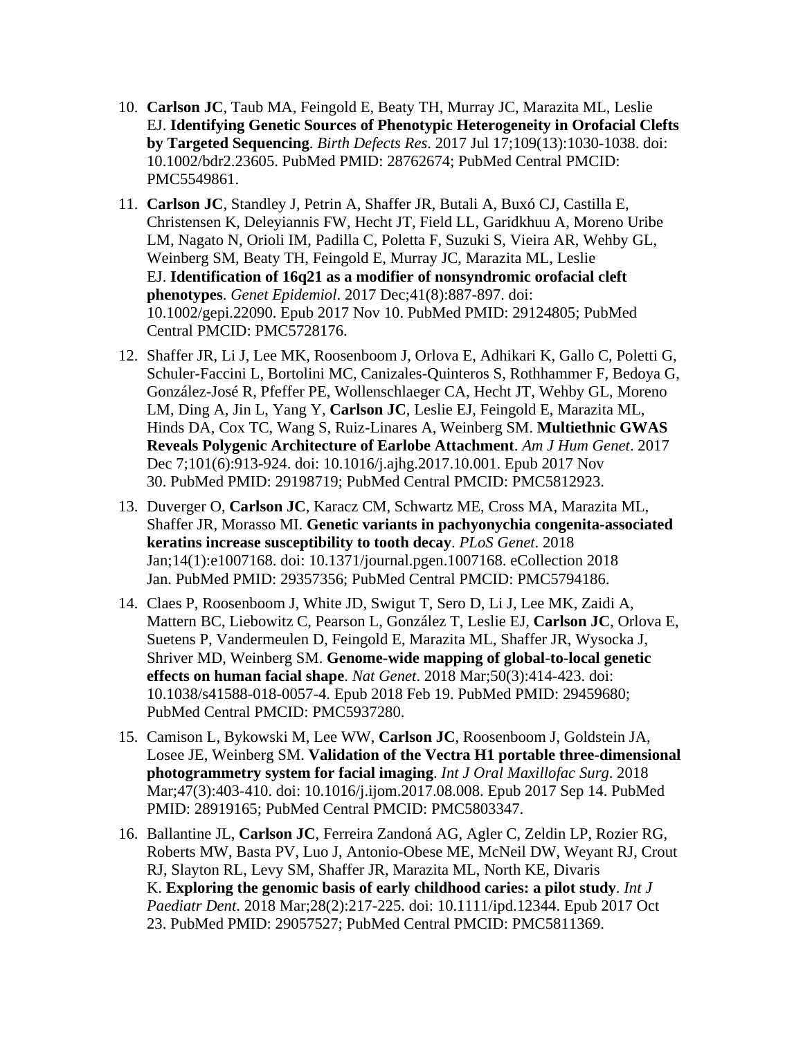10. **Carlson JC**, Taub MA, Feingold E, Beaty TH, Murray JC, Marazita ML, Leslie EJ. **Identifying Genetic Sources of Phenotypic Heterogeneity in Orofacial Clefts by Targeted Sequencing**. *Birth Defects Res*. 2017 Jul 17;109(13):1030-1038. doi: 10.1002/bdr2.23605. PubMed PMID: 28762674; PubMed Central PMCID: PMC5549861.

11. **Carlson JC**, Standley J, Petrin A, Shaffer JR, Butali A, Buxó CJ, Castilla E, Christensen K, Deleyiannis FW, Hecht JT, Field LL, Garidkhuu A, Moreno Uribe LM, Nagato N, Orioli IM, Padilla C, Poletta F, Suzuki S, Vieira AR, Wehby GL, Weinberg SM, Beaty TH, Feingold E, Murray JC, Marazita ML, Leslie EJ. **Identification of 16q21 as a modifier of nonsyndromic orofacial cleft phenotypes**. *Genet Epidemiol*. 2017 Dec;41(8):887-897. doi: 10.1002/gepi.22090. Epub 2017 Nov 10. PubMed PMID: 29124805; PubMed Central PMCID: PMC5728176.

12. Shaffer JR, Li J, Lee MK, Roosenboom J, Orlova E, Adhikari K, Gallo C, Poletti G, Schuler-Faccini L, Bortolini MC, Canizales-Quinteros S, Rothhammer F, Bedoya G, González-José R, Pfeffer PE, Wollenschlaeger CA, Hecht JT, Wehby GL, Moreno LM, Ding A, Jin L, Yang Y, **Carlson JC**, Leslie EJ, Feingold E, Marazita ML, Hinds DA, Cox TC, Wang S, Ruiz-Linares A, Weinberg SM. **Multiethnic GWAS Reveals Polygenic Architecture of Earlobe Attachment**. *Am J Hum Genet*. 2017 Dec 7;101(6):913-924. doi: 10.1016/j.ajhg.2017.10.001. Epub 2017 Nov 30. PubMed PMID: 29198719; PubMed Central PMCID: PMC5812923.

13. Duverger O, **Carlson JC**, Karacz CM, Schwartz ME, Cross MA, Marazita ML, Shaffer JR, Morasso MI. **Genetic variants in pachyonychia congenita-associated keratins increase susceptibility to tooth decay**. *PLoS Genet*. 2018 Jan;14(1):e1007168. doi: 10.1371/journal.pgen.1007168. eCollection 2018 Jan. PubMed PMID: 29357356; PubMed Central PMCID: PMC5794186.

14. Claes P, Roosenboom J, White JD, Swigut T, Sero D, Li J, Lee MK, Zaidi A, Mattern BC, Liebowitz C, Pearson L, González T, Leslie EJ, **Carlson JC**, Orlova E, Suetens P, Vandermeulen D, Feingold E, Marazita ML, Shaffer JR, Wysocka J, Shriver MD, Weinberg SM. **Genome-wide mapping of global-to-local genetic effects on human facial shape**. *Nat Genet*. 2018 Mar;50(3):414-423. doi: 10.1038/s41588-018-0057-4. Epub 2018 Feb 19. PubMed PMID: 29459680; PubMed Central PMCID: PMC5937280.

15. Camison L, Bykowski M, Lee WW, **Carlson JC**, Roosenboom J, Goldstein JA, Losee JE, Weinberg SM. **Validation of the Vectra H1 portable three-dimensional photogrammetry system for facial imaging**. *Int J Oral Maxillofac Surg*. 2018 Mar;47(3):403-410. doi: 10.1016/j.ijom.2017.08.008. Epub 2017 Sep 14. PubMed PMID: 28919165; PubMed Central PMCID: PMC5803347.

16. Ballantine JL, **Carlson JC**, Ferreira Zandoná AG, Agler C, Zeldin LP, Rozier RG, Roberts MW, Basta PV, Luo J, Antonio-Obese ME, McNeil DW, Weyant RJ, Crout RJ, Slayton RL, Levy SM, Shaffer JR, Marazita ML, North KE, Divaris K. **Exploring the genomic basis of early childhood caries: a pilot study**. *Int J Paediatr Dent*. 2018 Mar;28(2):217-225. doi: 10.1111/ipd.12344. Epub 2017 Oct 23. PubMed PMID: 29057527; PubMed Central PMCID: PMC5811369.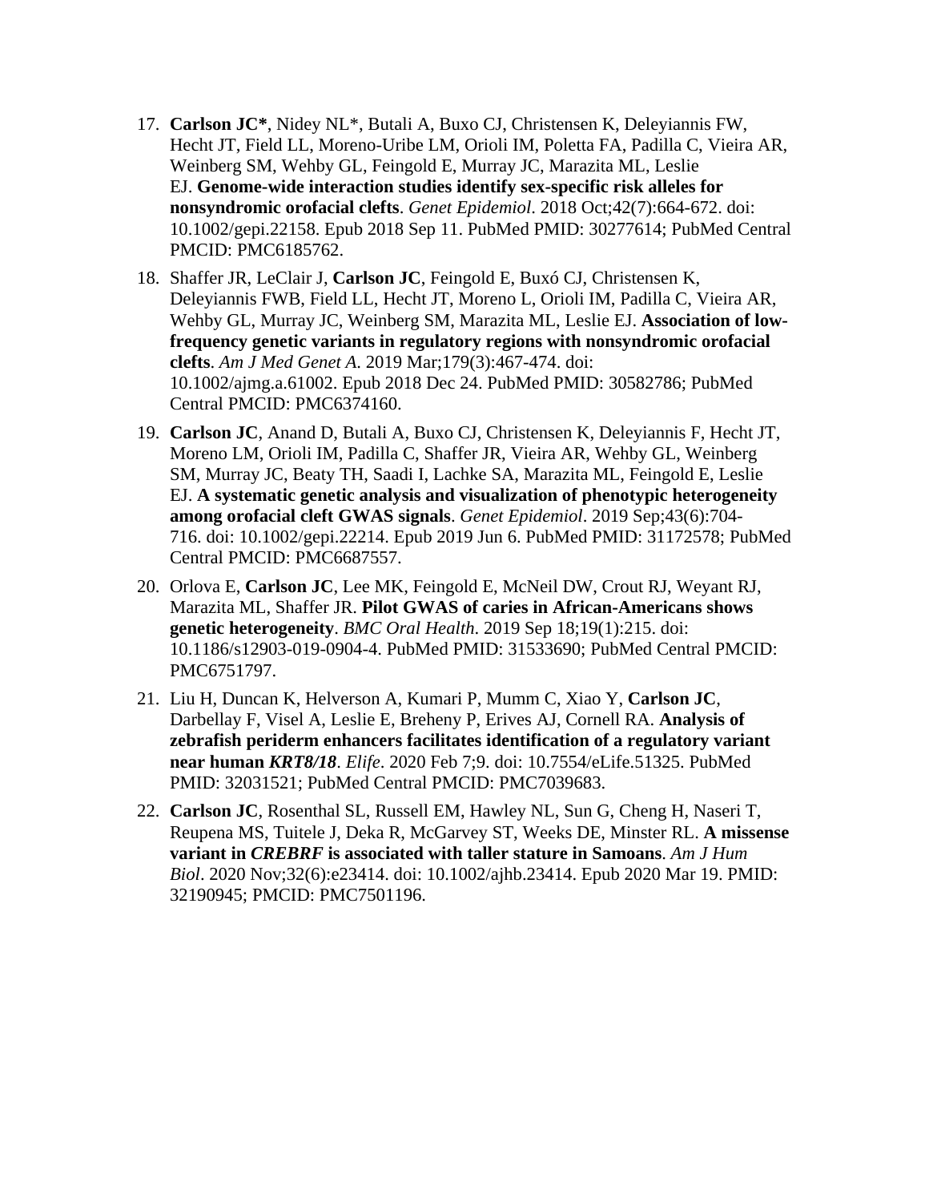17. **Carlson JC***, Nidey NL*, Butali A, Buxo CJ, Christensen K, Deleyiannis FW, Hecht JT, Field LL, Moreno-Uribe LM, Orioli IM, Poletta FA, Padilla C, Vieira AR, Weinberg SM, Wehby GL, Feingold E, Murray JC, Marazita ML, Leslie EJ. **Genome-wide interaction studies identify sex-specific risk alleles for nonsyndromic orofacial clefts**. *Genet Epidemiol*. 2018 Oct;42(7):664-672. doi: 10.1002/gepi.22158. Epub 2018 Sep 11. PubMed PMID: 30277614; PubMed Central PMCID: PMC6185762.

18. Shaffer JR, LeClair J, **Carlson JC**, Feingold E, Buxó CJ, Christensen K, Deleyiannis FWB, Field LL, Hecht JT, Moreno L, Orioli IM, Padilla C, Vieira AR, Wehby GL, Murray JC, Weinberg SM, Marazita ML, Leslie EJ. **Association of low-frequency genetic variants in regulatory regions with nonsyndromic orofacial clefts**. *Am J Med Genet A*. 2019 Mar;179(3):467-474. doi: 10.1002/ajmg.a.61002. Epub 2018 Dec 24. PubMed PMID: 30582786; PubMed Central PMCID: PMC6374160.

19. **Carlson JC**, Anand D, Butali A, Buxo CJ, Christensen K, Deleyiannis F, Hecht JT, Moreno LM, Orioli IM, Padilla C, Shaffer JR, Vieira AR, Wehby GL, Weinberg SM, Murray JC, Beaty TH, Saadi I, Lachke SA, Marazita ML, Feingold E, Leslie EJ. **A systematic genetic analysis and visualization of phenotypic heterogeneity among orofacial cleft GWAS signals**. *Genet Epidemiol*. 2019 Sep;43(6):704-716. doi: 10.1002/gepi.22214. Epub 2019 Jun 6. PubMed PMID: 31172578; PubMed Central PMCID: PMC6687557.

20. Orlova E, **Carlson JC**, Lee MK, Feingold E, McNeil DW, Crout RJ, Weyant RJ, Marazita ML, Shaffer JR. **Pilot GWAS of caries in African-Americans shows genetic heterogeneity**. *BMC Oral Health*. 2019 Sep 18;19(1):215. doi: 10.1186/s12903-019-0904-4. PubMed PMID: 31533690; PubMed Central PMCID: PMC6751797.

21. Liu H, Duncan K, Helverson A, Kumari P, Mumm C, Xiao Y, **Carlson JC**, Darbellay F, Visel A, Leslie E, Breheny P, Erives AJ, Cornell RA. **Analysis of zebrafish periderm enhancers facilitates identification of a regulatory variant near human *KRT8/18***. *Elife*. 2020 Feb 7;9. doi: 10.7554/eLife.51325. PubMed PMID: 32031521; PubMed Central PMCID: PMC7039683.

22. **Carlson JC**, Rosenthal SL, Russell EM, Hawley NL, Sun G, Cheng H, Naseri T, Reupena MS, Tuitele J, Deka R, McGarvey ST, Weeks DE, Minster RL. **A missense variant in *CREBRF* is associated with taller stature in Samoans**. *Am J Hum Biol*. 2020 Nov;32(6):e23414. doi: 10.1002/ajhb.23414. Epub 2020 Mar 19. PMID: 32190945; PMCID: PMC7501196.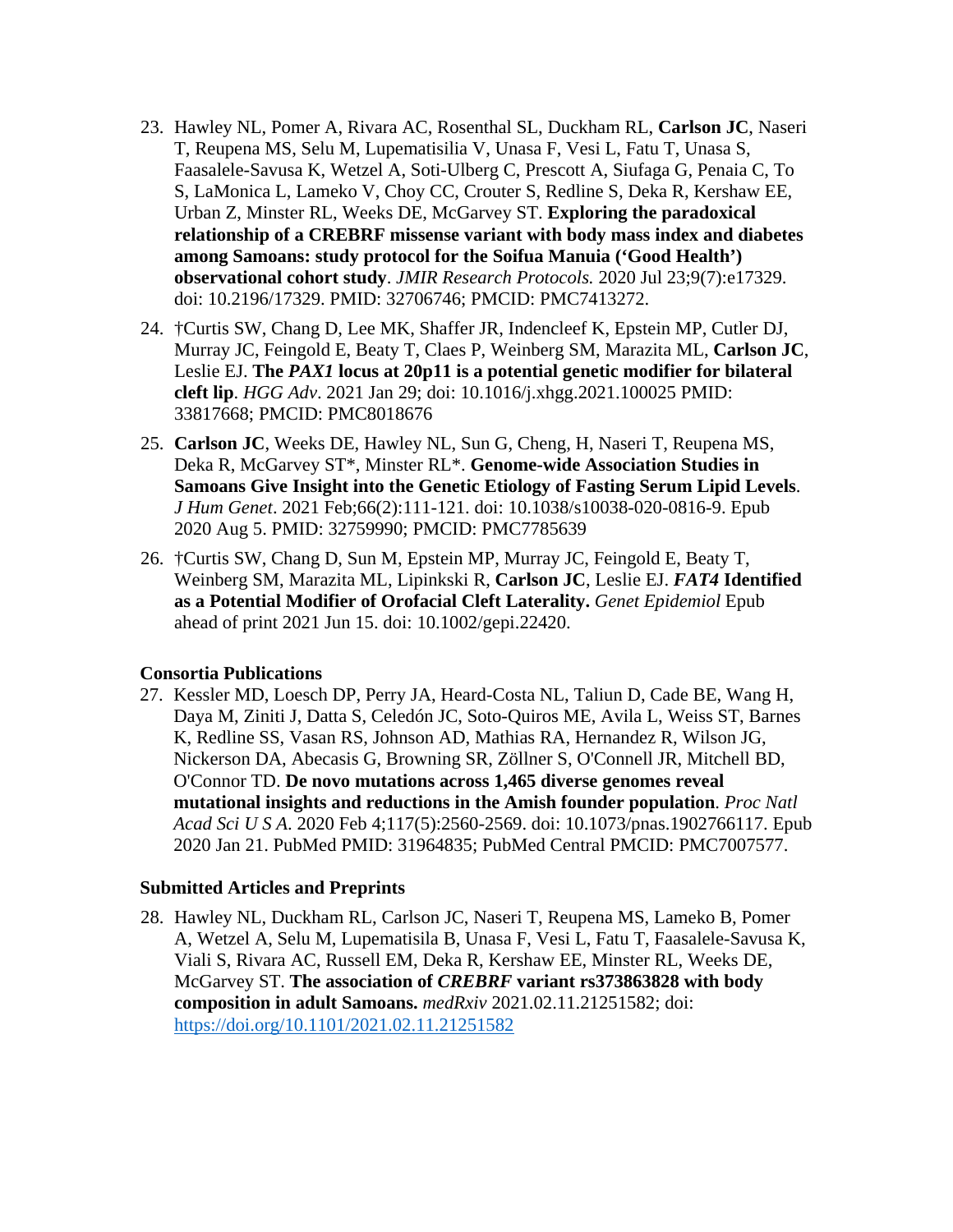23. Hawley NL, Pomer A, Rivara AC, Rosenthal SL, Duckham RL, **Carlson JC**, Naseri T, Reupena MS, Selu M, Lupematisilia V, Unasa F, Vesi L, Fatu T, Unasa S, Faasalele-Savusa K, Wetzel A, Soti-Ulberg C, Prescott A, Siufaga G, Penaia C, To S, LaMonica L, Lameko V, Choy CC, Crouter S, Redline S, Deka R, Kershaw EE, Urban Z, Minster RL, Weeks DE, McGarvey ST. **Exploring the paradoxical relationship of a CREBRF missense variant with body mass index and diabetes among Samoans: study protocol for the Soifua Manuia ('Good Health') observational cohort study**. *JMIR Research Protocols.* 2020 Jul 23;9(7):e17329. doi: 10.2196/17329. PMID: 32706746; PMCID: PMC7413272.

24. †Curtis SW, Chang D, Lee MK, Shaffer JR, Indencleef K, Epstein MP, Cutler DJ, Murray JC, Feingold E, Beaty T, Claes P, Weinberg SM, Marazita ML, **Carlson JC**, Leslie EJ. **The *PAX1* locus at 20p11 is a potential genetic modifier for bilateral cleft lip**. *HGG Adv*. 2021 Jan 29; doi: 10.1016/j.xhgg.2021.100025 PMID: 33817668; PMCID: PMC8018676

25. **Carlson JC**, Weeks DE, Hawley NL, Sun G, Cheng, H, Naseri T, Reupena MS, Deka R, McGarvey ST*, Minster RL*. **Genome-wide Association Studies in Samoans Give Insight into the Genetic Etiology of Fasting Serum Lipid Levels**. *J Hum Genet*. 2021 Feb;66(2):111-121. doi: 10.1038/s10038-020-0816-9. Epub 2020 Aug 5. PMID: 32759990; PMCID: PMC7785639

26. †Curtis SW, Chang D, Sun M, Epstein MP, Murray JC, Feingold E, Beaty T, Weinberg SM, Marazita ML, Lipinkski R, **Carlson JC**, Leslie EJ. ***FAT4* Identified as a Potential Modifier of Orofacial Cleft Laterality.** *Genet Epidemiol* Epub ahead of print 2021 Jun 15. doi: 10.1002/gepi.22420.

**Consortia Publications**

27. Kessler MD, Loesch DP, Perry JA, Heard-Costa NL, Taliun D, Cade BE, Wang H, Daya M, Ziniti J, Datta S, Celedón JC, Soto-Quiros ME, Avila L, Weiss ST, Barnes K, Redline SS, Vasan RS, Johnson AD, Mathias RA, Hernandez R, Wilson JG, Nickerson DA, Abecasis G, Browning SR, Zöllner S, O'Connell JR, Mitchell BD, O'Connor TD. **De novo mutations across 1,465 diverse genomes reveal mutational insights and reductions in the Amish founder population**. *Proc Natl Acad Sci U S A*. 2020 Feb 4;117(5):2560-2569. doi: 10.1073/pnas.1902766117. Epub 2020 Jan 21. PubMed PMID: 31964835; PubMed Central PMCID: PMC7007577.

**Submitted Articles and Preprints**

28. Hawley NL, Duckham RL, Carlson JC, Naseri T, Reupena MS, Lameko B, Pomer A, Wetzel A, Selu M, Lupematisila B, Unasa F, Vesi L, Fatu T, Faasalele-Savusa K, Viali S, Rivara AC, Russell EM, Deka R, Kershaw EE, Minster RL, Weeks DE, McGarvey ST. **The association of *CREBRF* variant rs373863828 with body composition in adult Samoans.** *medRxiv* 2021.02.11.21251582; doi: https://doi.org/10.1101/2021.02.11.21251582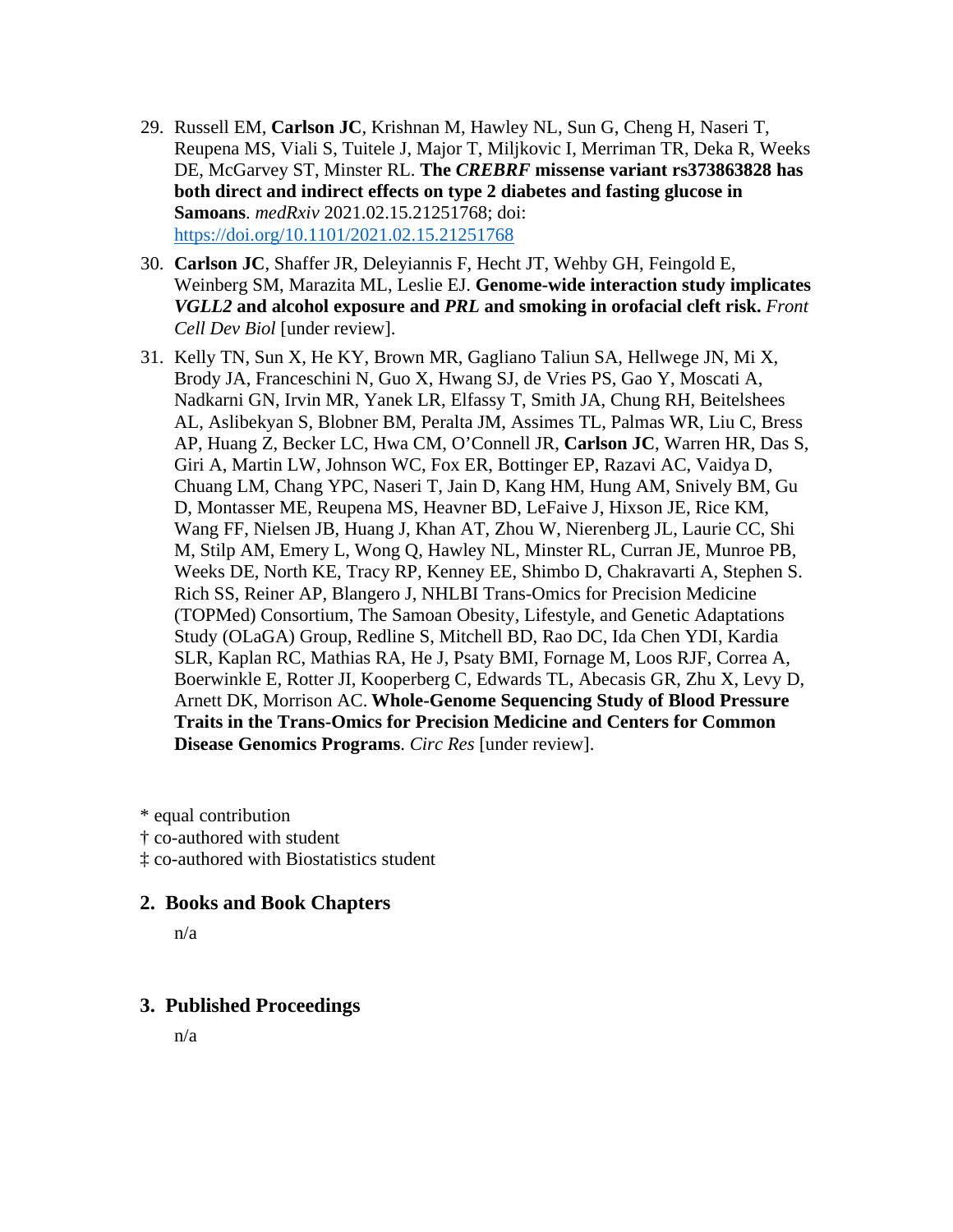29. Russell EM, **Carlson JC**, Krishnan M, Hawley NL, Sun G, Cheng H, Naseri T, Reupena MS, Viali S, Tuitele J, Major T, Miljkovic I, Merriman TR, Deka R, Weeks DE, McGarvey ST, Minster RL. **The *CREBRF* missense variant rs373863828 has both direct and indirect effects on type 2 diabetes and fasting glucose in Samoans**. *medRxiv* 2021.02.15.21251768; doi: [https://doi.org/10.1101/2021.02.15.21251768](https://doi.org/10.1101/2021.02.15.21251768)

30. **Carlson JC**, Shaffer JR, Deleyiannis F, Hecht JT, Wehby GH, Feingold E, Weinberg SM, Marazita ML, Leslie EJ. **Genome-wide interaction study implicates *VGLL2* and alcohol exposure and *PRL* and smoking in orofacial cleft risk.** *Front Cell Dev Biol* [under review].

31. Kelly TN, Sun X, He KY, Brown MR, Gagliano Taliun SA, Hellwege JN, Mi X, Brody JA, Franceschini N, Guo X, Hwang SJ, de Vries PS, Gao Y, Moscati A, Nadkarni GN, Irvin MR, Yanek LR, Elfassy T, Smith JA, Chung RH, Beitelshees AL, Aslibekyan S, Blobner BM, Peralta JM, Assimes TL, Palmas WR, Liu C, Bress AP, Huang Z, Becker LC, Hwa CM, O'Connell JR, **Carlson JC**, Warren HR, Das S, Giri A, Martin LW, Johnson WC, Fox ER, Bottinger EP, Razavi AC, Vaidya D, Chuang LM, Chang YPC, Naseri T, Jain D, Kang HM, Hung AM, Snively BM, Gu D, Montasser ME, Reupena MS, Heavner BD, LeFaive J, Hixson JE, Rice KM, Wang FF, Nielsen JB, Huang J, Khan AT, Zhou W, Nierenberg JL, Laurie CC, Shi M, Stilp AM, Emery L, Wong Q, Hawley NL, Minster RL, Curran JE, Munroe PB, Weeks DE, North KE, Tracy RP, Kenney EE, Shimbo D, Chakravarti A, Stephen S. Rich SS, Reiner AP, Blangero J, NHLBI Trans-Omics for Precision Medicine (TOPMed) Consortium, The Samoan Obesity, Lifestyle, and Genetic Adaptations Study (OLaGA) Group, Redline S, Mitchell BD, Rao DC, Ida Chen YDI, Kardia SLR, Kaplan RC, Mathias RA, He J, Psaty BMI, Fornage M, Loos RJF, Correa A, Boerwinkle E, Rotter JI, Kooperberg C, Edwards TL, Abecasis GR, Zhu X, Levy D, Arnett DK, Morrison AC. **Whole-Genome Sequencing Study of Blood Pressure Traits in the Trans-Omics for Precision Medicine and Centers for Common Disease Genomics Programs**. *Circ Res* [under review].

\* equal contribution
† co-authored with student
‡ co-authored with Biostatistics student

## 2. Books and Book Chapters

n/a

## 3. Published Proceedings

n/a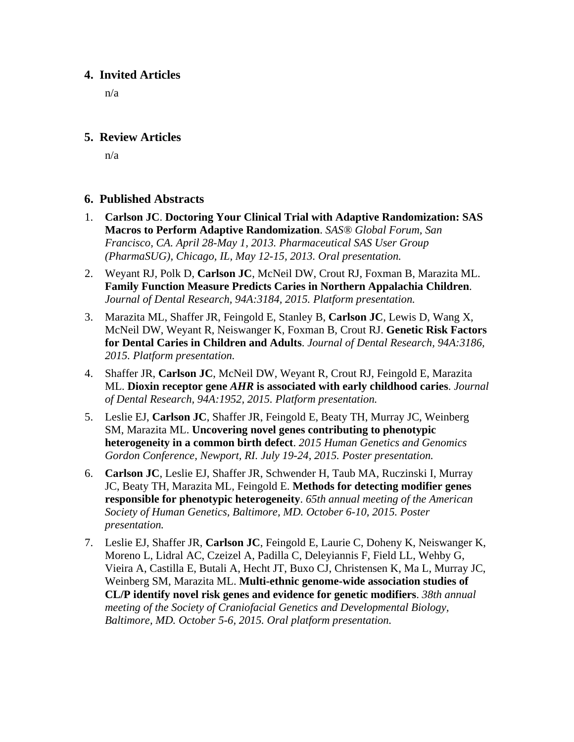## 4. Invited Articles

n/a

## 5. Review Articles

n/a

## 6. Published Abstracts

1. **Carlson JC**. **Doctoring Your Clinical Trial with Adaptive Randomization: SAS Macros to Perform Adaptive Randomization**. *SAS® Global Forum, San Francisco, CA. April 28-May 1, 2013. Pharmaceutical SAS User Group (PharmaSUG), Chicago, IL, May 12-15, 2013. Oral presentation.*
2. Weyant RJ, Polk D, **Carlson JC**, McNeil DW, Crout RJ, Foxman B, Marazita ML. **Family Function Measure Predicts Caries in Northern Appalachia Children**. *Journal of Dental Research, 94A:3184, 2015. Platform presentation.*
3. Marazita ML, Shaffer JR, Feingold E, Stanley B, **Carlson JC**, Lewis D, Wang X, McNeil DW, Weyant R, Neiswanger K, Foxman B, Crout RJ. **Genetic Risk Factors for Dental Caries in Children and Adults**. *Journal of Dental Research, 94A:3186, 2015. Platform presentation.*
4. Shaffer JR, **Carlson JC**, McNeil DW, Weyant R, Crout RJ, Feingold E, Marazita ML. **Dioxin receptor gene *AHR* is associated with early childhood caries**. *Journal of Dental Research, 94A:1952, 2015. Platform presentation.*
5. Leslie EJ, **Carlson JC**, Shaffer JR, Feingold E, Beaty TH, Murray JC, Weinberg SM, Marazita ML. **Uncovering novel genes contributing to phenotypic heterogeneity in a common birth defect**. *2015 Human Genetics and Genomics Gordon Conference, Newport, RI. July 19-24, 2015. Poster presentation.*
6. **Carlson JC**, Leslie EJ, Shaffer JR, Schwender H, Taub MA, Ruczinski I, Murray JC, Beaty TH, Marazita ML, Feingold E. **Methods for detecting modifier genes responsible for phenotypic heterogeneity**. *65th annual meeting of the American Society of Human Genetics, Baltimore, MD. October 6-10, 2015. Poster presentation.*
7. Leslie EJ, Shaffer JR, **Carlson JC**, Feingold E, Laurie C, Doheny K, Neiswanger K, Moreno L, Lidral AC, Czeizel A, Padilla C, Deleyiannis F, Field LL, Wehby G, Vieira A, Castilla E, Butali A, Hecht JT, Buxo CJ, Christensen K, Ma L, Murray JC, Weinberg SM, Marazita ML. **Multi-ethnic genome-wide association studies of CL/P identify novel risk genes and evidence for genetic modifiers**. *38th annual meeting of the Society of Craniofacial Genetics and Developmental Biology, Baltimore, MD. October 5-6, 2015. Oral platform presentation.*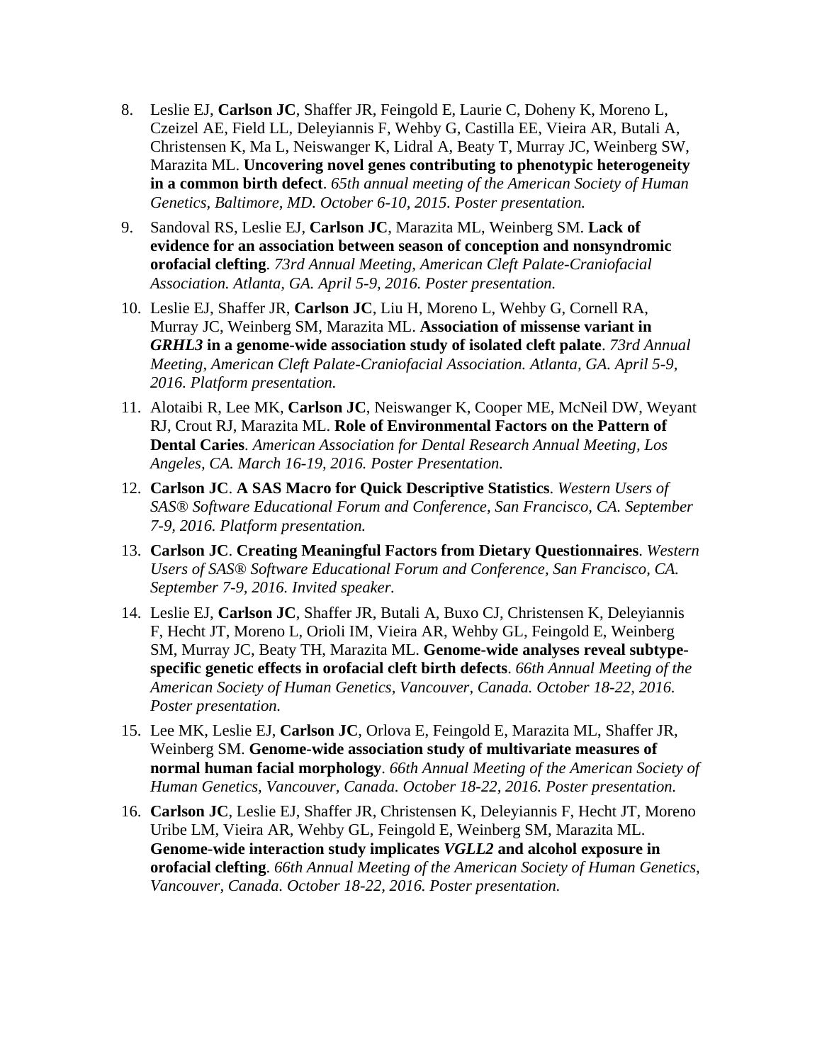8. Leslie EJ, **Carlson JC**, Shaffer JR, Feingold E, Laurie C, Doheny K, Moreno L, Czeizel AE, Field LL, Deleyiannis F, Wehby G, Castilla EE, Vieira AR, Butali A, Christensen K, Ma L, Neiswanger K, Lidral A, Beaty T, Murray JC, Weinberg SW, Marazita ML. **Uncovering novel genes contributing to phenotypic heterogeneity in a common birth defect**. *65th annual meeting of the American Society of Human Genetics, Baltimore, MD. October 6-10, 2015. Poster presentation.*

9. Sandoval RS, Leslie EJ, **Carlson JC**, Marazita ML, Weinberg SM. **Lack of evidence for an association between season of conception and nonsyndromic orofacial clefting**. *73rd Annual Meeting, American Cleft Palate-Craniofacial Association. Atlanta, GA. April 5-9, 2016. Poster presentation.*

10. Leslie EJ, Shaffer JR, **Carlson JC**, Liu H, Moreno L, Wehby G, Cornell RA, Murray JC, Weinberg SM, Marazita ML. **Association of missense variant in *GRHL3* in a genome-wide association study of isolated cleft palate**. *73rd Annual Meeting, American Cleft Palate-Craniofacial Association. Atlanta, GA. April 5-9, 2016. Platform presentation.*

11. Alotaibi R, Lee MK, **Carlson JC**, Neiswanger K, Cooper ME, McNeil DW, Weyant RJ, Crout RJ, Marazita ML. **Role of Environmental Factors on the Pattern of Dental Caries**. *American Association for Dental Research Annual Meeting, Los Angeles, CA. March 16-19, 2016. Poster Presentation.*

12. **Carlson JC**. **A SAS Macro for Quick Descriptive Statistics**. *Western Users of SAS® Software Educational Forum and Conference, San Francisco, CA. September 7-9, 2016. Platform presentation.*

13. **Carlson JC**. **Creating Meaningful Factors from Dietary Questionnaires**. *Western Users of SAS® Software Educational Forum and Conference, San Francisco, CA. September 7-9, 2016. Invited speaker.*

14. Leslie EJ, **Carlson JC**, Shaffer JR, Butali A, Buxo CJ, Christensen K, Deleyiannis F, Hecht JT, Moreno L, Orioli IM, Vieira AR, Wehby GL, Feingold E, Weinberg SM, Murray JC, Beaty TH, Marazita ML. **Genome-wide analyses reveal subtype-specific genetic effects in orofacial cleft birth defects**. *66th Annual Meeting of the American Society of Human Genetics, Vancouver, Canada. October 18-22, 2016. Poster presentation.*

15. Lee MK, Leslie EJ, **Carlson JC**, Orlova E, Feingold E, Marazita ML, Shaffer JR, Weinberg SM. **Genome-wide association study of multivariate measures of normal human facial morphology**. *66th Annual Meeting of the American Society of Human Genetics, Vancouver, Canada. October 18-22, 2016. Poster presentation.*

16. **Carlson JC**, Leslie EJ, Shaffer JR, Christensen K, Deleyiannis F, Hecht JT, Moreno Uribe LM, Vieira AR, Wehby GL, Feingold E, Weinberg SM, Marazita ML. **Genome-wide interaction study implicates *VGLL2* and alcohol exposure in orofacial clefting**. *66th Annual Meeting of the American Society of Human Genetics, Vancouver, Canada. October 18-22, 2016. Poster presentation.*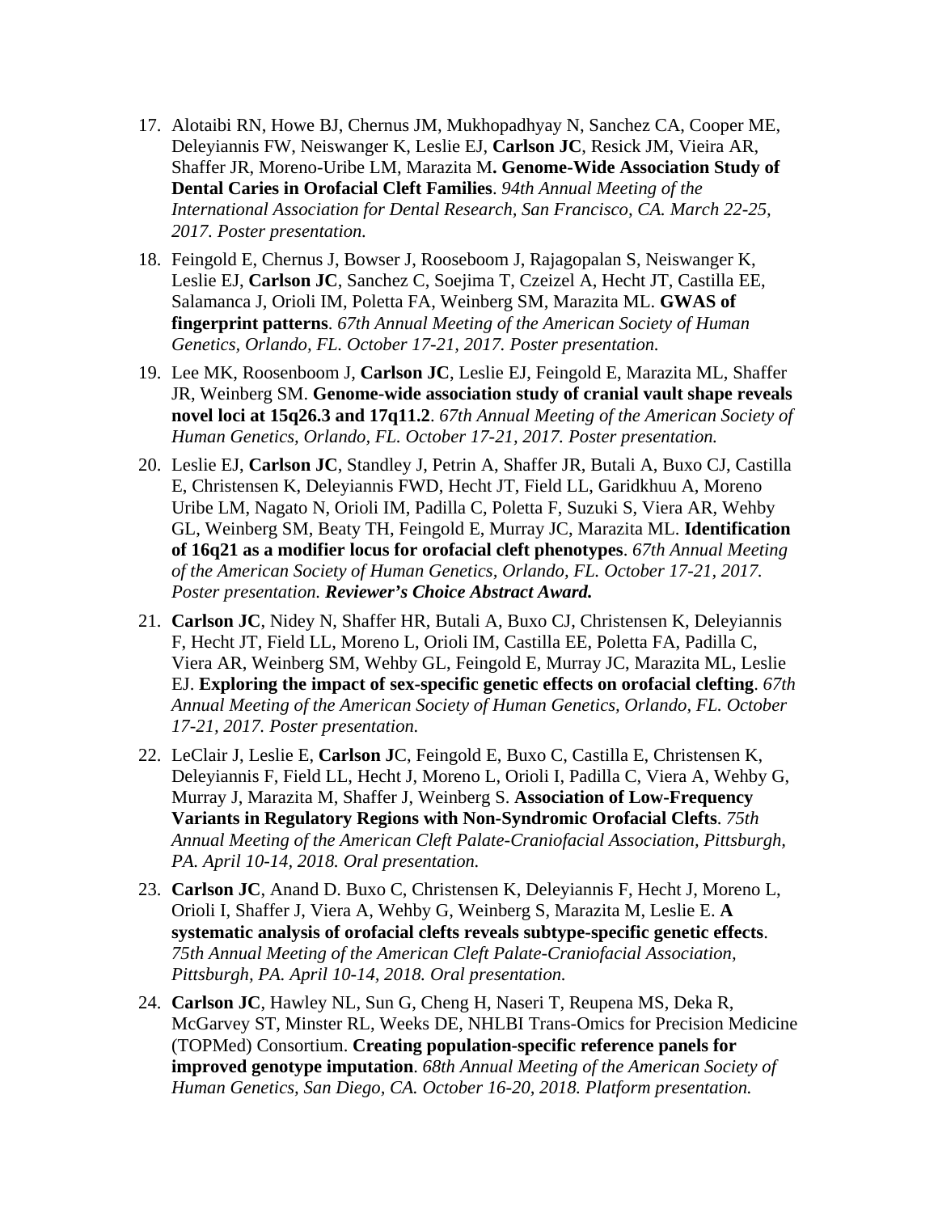17. Alotaibi RN, Howe BJ, Chernus JM, Mukhopadhyay N, Sanchez CA, Cooper ME, Deleyiannis FW, Neiswanger K, Leslie EJ, **Carlson JC**, Resick JM, Vieira AR, Shaffer JR, Moreno-Uribe LM, Marazita M**. Genome-Wide Association Study of Dental Caries in Orofacial Cleft Families**. *94th Annual Meeting of the International Association for Dental Research, San Francisco, CA. March 22-25, 2017. Poster presentation.*

18. Feingold E, Chernus J, Bowser J, Rooseboom J, Rajagopalan S, Neiswanger K, Leslie EJ, **Carlson JC**, Sanchez C, Soejima T, Czeizel A, Hecht JT, Castilla EE, Salamanca J, Orioli IM, Poletta FA, Weinberg SM, Marazita ML. **GWAS of fingerprint patterns**. *67th Annual Meeting of the American Society of Human Genetics, Orlando, FL. October 17-21, 2017. Poster presentation.*

19. Lee MK, Roosenboom J, **Carlson JC**, Leslie EJ, Feingold E, Marazita ML, Shaffer JR, Weinberg SM. **Genome-wide association study of cranial vault shape reveals novel loci at 15q26.3 and 17q11.2**. *67th Annual Meeting of the American Society of Human Genetics, Orlando, FL. October 17-21, 2017. Poster presentation.*

20. Leslie EJ, **Carlson JC**, Standley J, Petrin A, Shaffer JR, Butali A, Buxo CJ, Castilla E, Christensen K, Deleyiannis FWD, Hecht JT, Field LL, Garidkhuu A, Moreno Uribe LM, Nagato N, Orioli IM, Padilla C, Poletta F, Suzuki S, Viera AR, Wehby GL, Weinberg SM, Beaty TH, Feingold E, Murray JC, Marazita ML. **Identification of 16q21 as a modifier locus for orofacial cleft phenotypes**. *67th Annual Meeting of the American Society of Human Genetics, Orlando, FL. October 17-21, 2017. Poster presentation.* ***Reviewer's Choice Abstract Award.***

21. **Carlson JC**, Nidey N, Shaffer HR, Butali A, Buxo CJ, Christensen K, Deleyiannis F, Hecht JT, Field LL, Moreno L, Orioli IM, Castilla EE, Poletta FA, Padilla C, Viera AR, Weinberg SM, Wehby GL, Feingold E, Murray JC, Marazita ML, Leslie EJ. **Exploring the impact of sex-specific genetic effects on orofacial clefting**. *67th Annual Meeting of the American Society of Human Genetics, Orlando, FL. October 17-21, 2017. Poster presentation.*

22. LeClair J, Leslie E, **Carlson J**C, Feingold E, Buxo C, Castilla E, Christensen K, Deleyiannis F, Field LL, Hecht J, Moreno L, Orioli I, Padilla C, Viera A, Wehby G, Murray J, Marazita M, Shaffer J, Weinberg S. **Association of Low-Frequency Variants in Regulatory Regions with Non-Syndromic Orofacial Clefts**. *75th Annual Meeting of the American Cleft Palate-Craniofacial Association, Pittsburgh, PA. April 10-14, 2018. Oral presentation.*

23. **Carlson JC**, Anand D. Buxo C, Christensen K, Deleyiannis F, Hecht J, Moreno L, Orioli I, Shaffer J, Viera A, Wehby G, Weinberg S, Marazita M, Leslie E. **A systematic analysis of orofacial clefts reveals subtype-specific genetic effects**. *75th Annual Meeting of the American Cleft Palate-Craniofacial Association, Pittsburgh, PA. April 10-14, 2018. Oral presentation.*

24. **Carlson JC**, Hawley NL, Sun G, Cheng H, Naseri T, Reupena MS, Deka R, McGarvey ST, Minster RL, Weeks DE, NHLBI Trans-Omics for Precision Medicine (TOPMed) Consortium. **Creating population-specific reference panels for improved genotype imputation**. *68th Annual Meeting of the American Society of Human Genetics, San Diego, CA. October 16-20, 2018. Platform presentation.*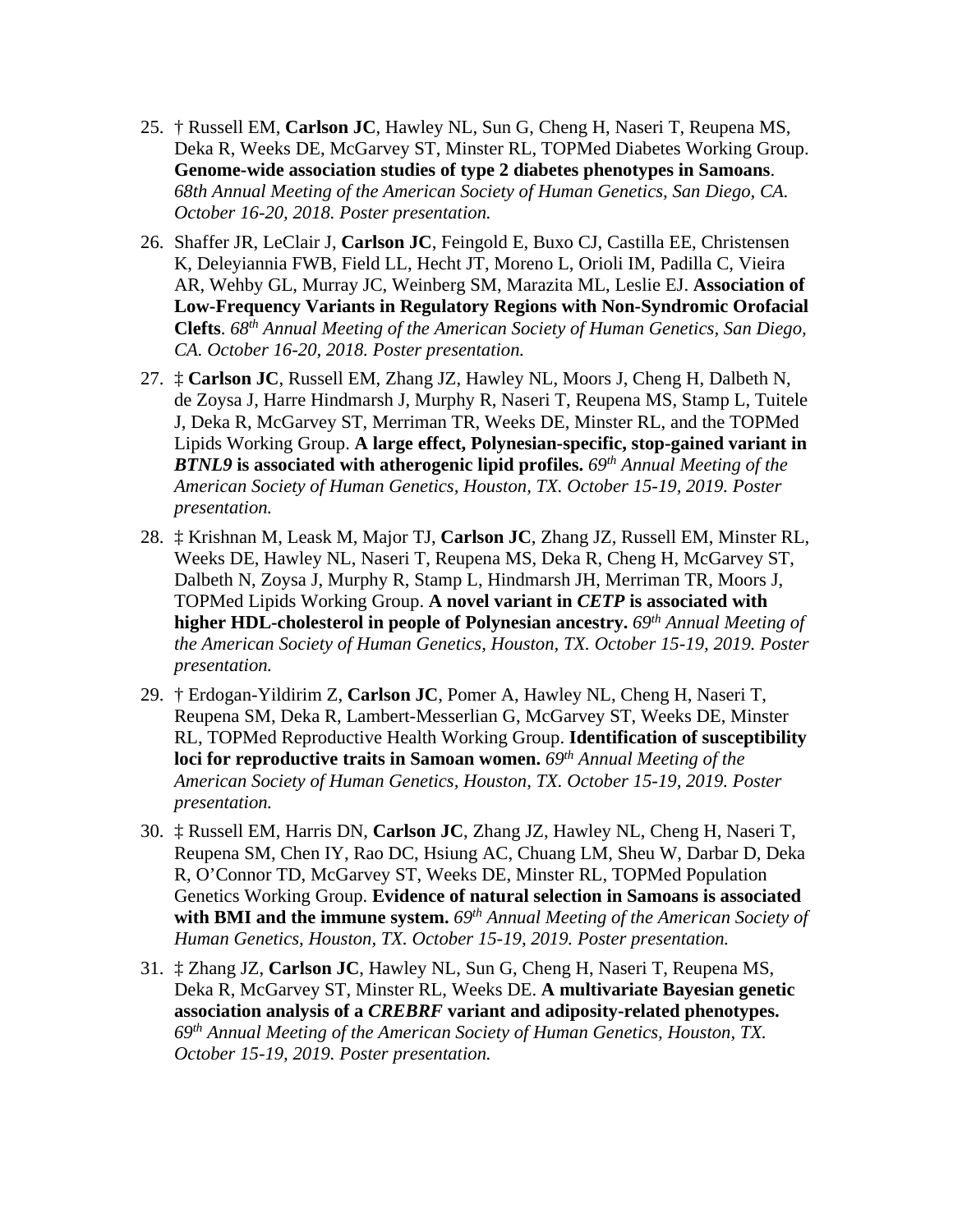25. † Russell EM, **Carlson JC**, Hawley NL, Sun G, Cheng H, Naseri T, Reupena MS, Deka R, Weeks DE, McGarvey ST, Minster RL, TOPMed Diabetes Working Group. **Genome-wide association studies of type 2 diabetes phenotypes in Samoans**. *68th Annual Meeting of the American Society of Human Genetics, San Diego, CA. October 16-20, 2018. Poster presentation.*

26. Shaffer JR, LeClair J, **Carlson JC**, Feingold E, Buxo CJ, Castilla EE, Christensen K, Deleyiannia FWB, Field LL, Hecht JT, Moreno L, Orioli IM, Padilla C, Vieira AR, Wehby GL, Murray JC, Weinberg SM, Marazita ML, Leslie EJ. **Association of Low-Frequency Variants in Regulatory Regions with Non-Syndromic Orofacial Clefts**. *68th Annual Meeting of the American Society of Human Genetics, San Diego, CA. October 16-20, 2018. Poster presentation.*

27. ‡ **Carlson JC**, Russell EM, Zhang JZ, Hawley NL, Moors J, Cheng H, Dalbeth N, de Zoysa J, Harre Hindmarsh J, Murphy R, Naseri T, Reupena MS, Stamp L, Tuitele J, Deka R, McGarvey ST, Merriman TR, Weeks DE, Minster RL, and the TOPMed Lipids Working Group. **A large effect, Polynesian-specific, stop-gained variant in *BTNL9* is associated with atherogenic lipid profiles.** *69th Annual Meeting of the American Society of Human Genetics, Houston, TX. October 15-19, 2019. Poster presentation.*

28. ‡ Krishnan M, Leask M, Major TJ, **Carlson JC**, Zhang JZ, Russell EM, Minster RL, Weeks DE, Hawley NL, Naseri T, Reupena MS, Deka R, Cheng H, McGarvey ST, Dalbeth N, Zoysa J, Murphy R, Stamp L, Hindmarsh JH, Merriman TR, Moors J, TOPMed Lipids Working Group. **A novel variant in *CETP* is associated with higher HDL-cholesterol in people of Polynesian ancestry.** *69th Annual Meeting of the American Society of Human Genetics, Houston, TX. October 15-19, 2019. Poster presentation.*

29. † Erdogan-Yildirim Z, **Carlson JC**, Pomer A, Hawley NL, Cheng H, Naseri T, Reupena SM, Deka R, Lambert-Messerlian G, McGarvey ST, Weeks DE, Minster RL, TOPMed Reproductive Health Working Group. **Identification of susceptibility loci for reproductive traits in Samoan women.** *69th Annual Meeting of the American Society of Human Genetics, Houston, TX. October 15-19, 2019. Poster presentation.*

30. ‡ Russell EM, Harris DN, **Carlson JC**, Zhang JZ, Hawley NL, Cheng H, Naseri T, Reupena SM, Chen IY, Rao DC, Hsiung AC, Chuang LM, Sheu W, Darbar D, Deka R, O'Connor TD, McGarvey ST, Weeks DE, Minster RL, TOPMed Population Genetics Working Group. **Evidence of natural selection in Samoans is associated with BMI and the immune system.** *69th Annual Meeting of the American Society of Human Genetics, Houston, TX. October 15-19, 2019. Poster presentation.*

31. ‡ Zhang JZ, **Carlson JC**, Hawley NL, Sun G, Cheng H, Naseri T, Reupena MS, Deka R, McGarvey ST, Minster RL, Weeks DE. **A multivariate Bayesian genetic association analysis of a *CREBRF* variant and adiposity-related phenotypes.** *69th Annual Meeting of the American Society of Human Genetics, Houston, TX. October 15-19, 2019. Poster presentation.*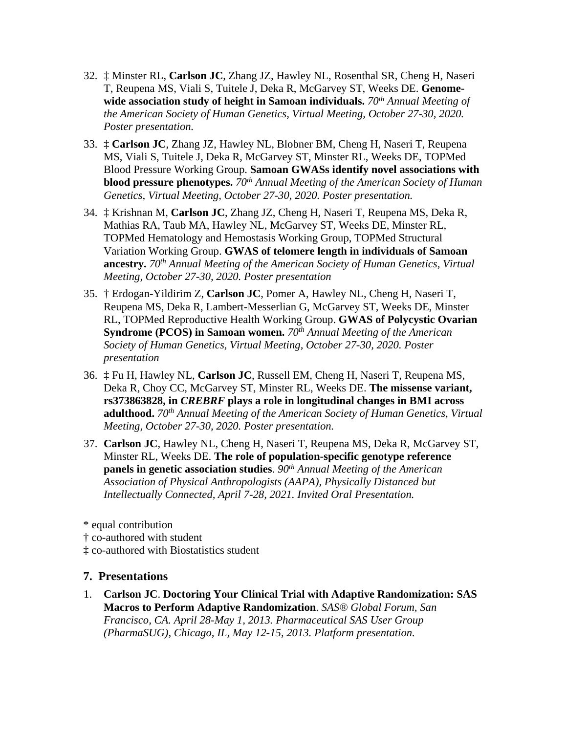32. ‡ Minster RL, **Carlson JC**, Zhang JZ, Hawley NL, Rosenthal SR, Cheng H, Naseri T, Reupena MS, Viali S, Tuitele J, Deka R, McGarvey ST, Weeks DE. **Genome-wide association study of height in Samoan individuals.** *70th Annual Meeting of the American Society of Human Genetics, Virtual Meeting, October 27-30, 2020. Poster presentation.*

33. ‡ **Carlson JC**, Zhang JZ, Hawley NL, Blobner BM, Cheng H, Naseri T, Reupena MS, Viali S, Tuitele J, Deka R, McGarvey ST, Minster RL, Weeks DE, TOPMed Blood Pressure Working Group. **Samoan GWASs identify novel associations with blood pressure phenotypes.** *70th Annual Meeting of the American Society of Human Genetics, Virtual Meeting, October 27-30, 2020. Poster presentation.*

34. ‡ Krishnan M, **Carlson JC**, Zhang JZ, Cheng H, Naseri T, Reupena MS, Deka R, Mathias RA, Taub MA, Hawley NL, McGarvey ST, Weeks DE, Minster RL, TOPMed Hematology and Hemostasis Working Group, TOPMed Structural Variation Working Group. **GWAS of telomere length in individuals of Samoan ancestry.** *70th Annual Meeting of the American Society of Human Genetics, Virtual Meeting, October 27-30, 2020. Poster presentation*

35. † Erdogan-Yildirim Z, **Carlson JC**, Pomer A, Hawley NL, Cheng H, Naseri T, Reupena MS, Deka R, Lambert-Messerlian G, McGarvey ST, Weeks DE, Minster RL, TOPMed Reproductive Health Working Group. **GWAS of Polycystic Ovarian Syndrome (PCOS) in Samoan women.** *70th Annual Meeting of the American Society of Human Genetics, Virtual Meeting, October 27-30, 2020. Poster presentation*

36. ‡ Fu H, Hawley NL, **Carlson JC**, Russell EM, Cheng H, Naseri T, Reupena MS, Deka R, Choy CC, McGarvey ST, Minster RL, Weeks DE. **The missense variant, rs373863828, in *CREBRF* plays a role in longitudinal changes in BMI across adulthood.** *70th Annual Meeting of the American Society of Human Genetics, Virtual Meeting, October 27-30, 2020. Poster presentation.*

37. **Carlson JC**, Hawley NL, Cheng H, Naseri T, Reupena MS, Deka R, McGarvey ST, Minster RL, Weeks DE. **The role of population-specific genotype reference panels in genetic association studies**. *90th Annual Meeting of the American Association of Physical Anthropologists (AAPA), Physically Distanced but Intellectually Connected, April 7-28, 2021. Invited Oral Presentation.*

* equal contribution
† co-authored with student
‡ co-authored with Biostatistics student

## 7. Presentations

1. **Carlson JC**. **Doctoring Your Clinical Trial with Adaptive Randomization: SAS Macros to Perform Adaptive Randomization**. *SAS® Global Forum, San Francisco, CA. April 28-May 1, 2013. Pharmaceutical SAS User Group (PharmaSUG), Chicago, IL, May 12-15, 2013. Platform presentation.*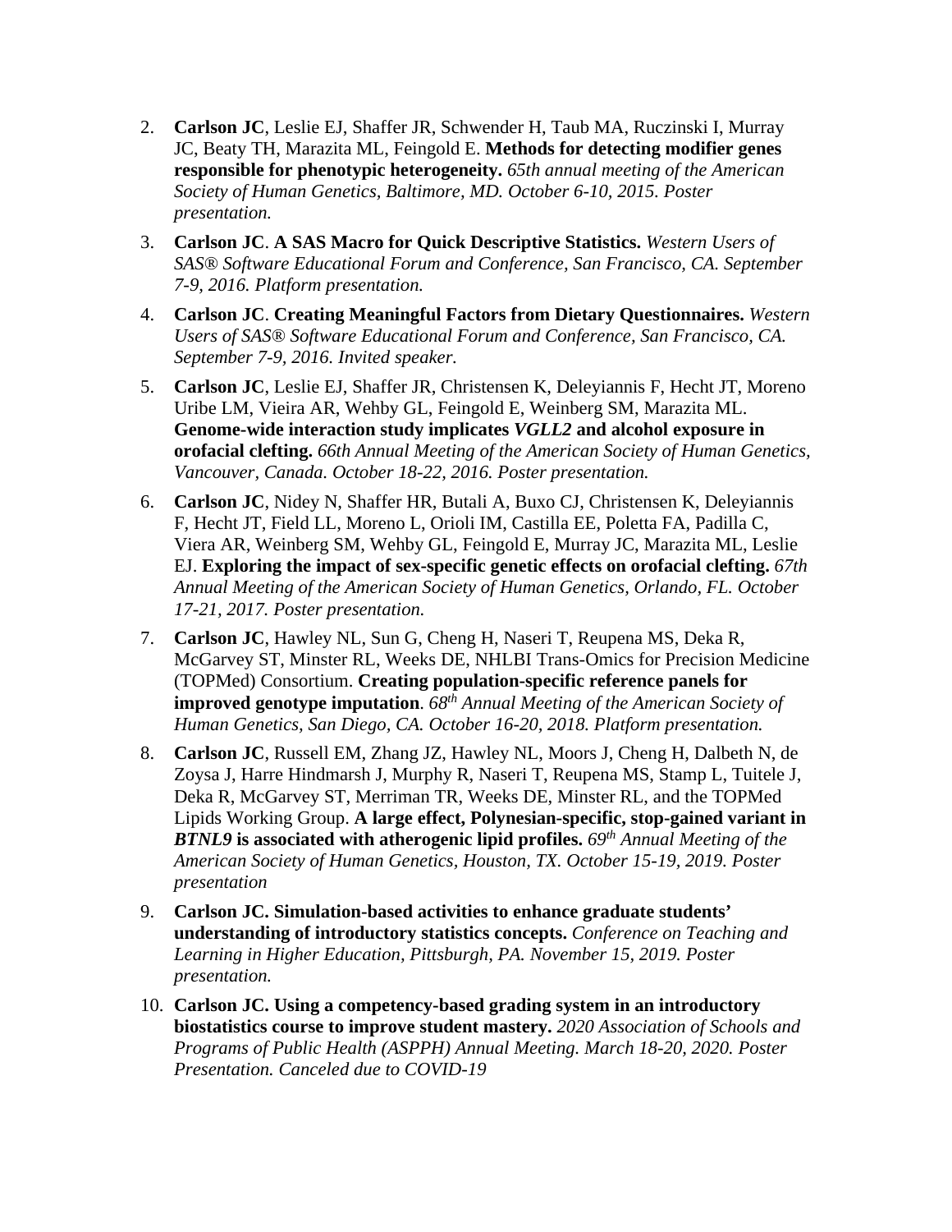2. **Carlson JC**, Leslie EJ, Shaffer JR, Schwender H, Taub MA, Ruczinski I, Murray JC, Beaty TH, Marazita ML, Feingold E. **Methods for detecting modifier genes responsible for phenotypic heterogeneity.** *65th annual meeting of the American Society of Human Genetics, Baltimore, MD. October 6-10, 2015. Poster presentation.*

3. **Carlson JC**. **A SAS Macro for Quick Descriptive Statistics.** *Western Users of SAS® Software Educational Forum and Conference, San Francisco, CA. September 7-9, 2016. Platform presentation.*

4. **Carlson JC**. **Creating Meaningful Factors from Dietary Questionnaires.** *Western Users of SAS® Software Educational Forum and Conference, San Francisco, CA. September 7-9, 2016. Invited speaker.*

5. **Carlson JC**, Leslie EJ, Shaffer JR, Christensen K, Deleyiannis F, Hecht JT, Moreno Uribe LM, Vieira AR, Wehby GL, Feingold E, Weinberg SM, Marazita ML. **Genome-wide interaction study implicates *VGLL2* and alcohol exposure in orofacial clefting.** *66th Annual Meeting of the American Society of Human Genetics, Vancouver, Canada. October 18-22, 2016. Poster presentation.*

6. **Carlson JC**, Nidey N, Shaffer HR, Butali A, Buxo CJ, Christensen K, Deleyiannis F, Hecht JT, Field LL, Moreno L, Orioli IM, Castilla EE, Poletta FA, Padilla C, Viera AR, Weinberg SM, Wehby GL, Feingold E, Murray JC, Marazita ML, Leslie EJ. **Exploring the impact of sex-specific genetic effects on orofacial clefting.** *67th Annual Meeting of the American Society of Human Genetics, Orlando, FL. October 17-21, 2017. Poster presentation.*

7. **Carlson JC**, Hawley NL, Sun G, Cheng H, Naseri T, Reupena MS, Deka R, McGarvey ST, Minster RL, Weeks DE, NHLBI Trans-Omics for Precision Medicine (TOPMed) Consortium. **Creating population-specific reference panels for improved genotype imputation**. *68th Annual Meeting of the American Society of Human Genetics, San Diego, CA. October 16-20, 2018. Platform presentation.*

8. **Carlson JC**, Russell EM, Zhang JZ, Hawley NL, Moors J, Cheng H, Dalbeth N, de Zoysa J, Harre Hindmarsh J, Murphy R, Naseri T, Reupena MS, Stamp L, Tuitele J, Deka R, McGarvey ST, Merriman TR, Weeks DE, Minster RL, and the TOPMed Lipids Working Group. **A large effect, Polynesian-specific, stop-gained variant in *BTNL9* is associated with atherogenic lipid profiles.** *69th Annual Meeting of the American Society of Human Genetics, Houston, TX. October 15-19, 2019. Poster presentation*

9. **Carlson JC. Simulation-based activities to enhance graduate students' understanding of introductory statistics concepts.** *Conference on Teaching and Learning in Higher Education, Pittsburgh, PA. November 15, 2019. Poster presentation.*

10. **Carlson JC. Using a competency-based grading system in an introductory biostatistics course to improve student mastery.** *2020 Association of Schools and Programs of Public Health (ASPPH) Annual Meeting. March 18-20, 2020. Poster Presentation. Canceled due to COVID-19*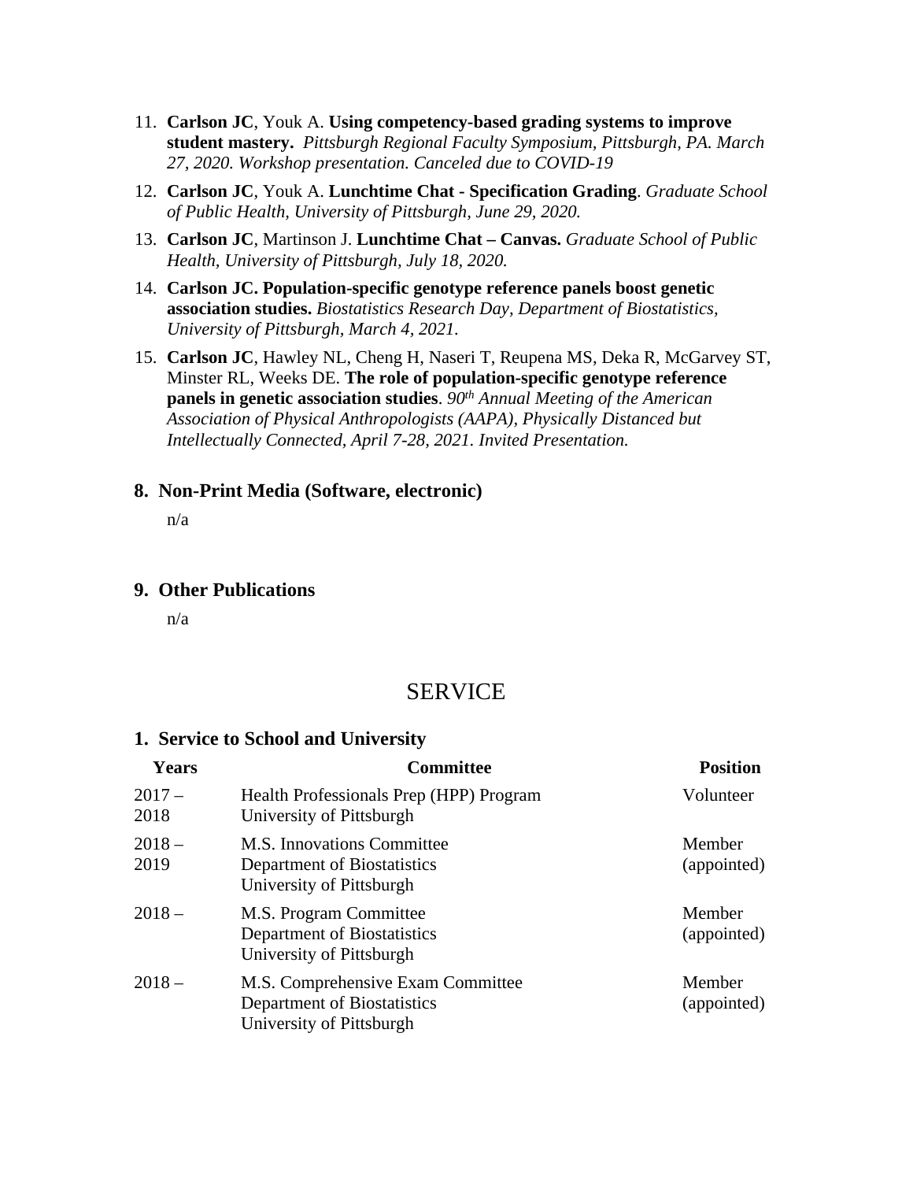11. **Carlson JC**, Youk A. **Using competency-based grading systems to improve student mastery.** *Pittsburgh Regional Faculty Symposium, Pittsburgh, PA. March 27, 2020. Workshop presentation. Canceled due to COVID-19*
12. **Carlson JC**, Youk A. **Lunchtime Chat - Specification Grading**. *Graduate School of Public Health, University of Pittsburgh, June 29, 2020.*
13. **Carlson JC**, Martinson J. **Lunchtime Chat – Canvas.** *Graduate School of Public Health, University of Pittsburgh, July 18, 2020.*
14. **Carlson JC. Population-specific genotype reference panels boost genetic association studies.** *Biostatistics Research Day, Department of Biostatistics, University of Pittsburgh, March 4, 2021.*
15. **Carlson JC**, Hawley NL, Cheng H, Naseri T, Reupena MS, Deka R, McGarvey ST, Minster RL, Weeks DE. **The role of population-specific genotype reference panels in genetic association studies**. *90th Annual Meeting of the American Association of Physical Anthropologists (AAPA), Physically Distanced but Intellectually Connected, April 7-28, 2021. Invited Presentation.*

### 8. Non-Print Media (Software, electronic)

n/a

### 9. Other Publications

n/a

## SERVICE

### 1. Service to School and University

| Years | Committee | Position |
|---|---|---|
| 2017 – 2018 | Health Professionals Prep (HPP) Program<br>University of Pittsburgh | Volunteer |
| 2018 – 2019 | M.S. Innovations Committee<br>Department of Biostatistics<br>University of Pittsburgh | Member (appointed) |
| 2018 – | M.S. Program Committee<br>Department of Biostatistics<br>University of Pittsburgh | Member (appointed) |
| 2018 – | M.S. Comprehensive Exam Committee<br>Department of Biostatistics<br>University of Pittsburgh | Member (appointed) |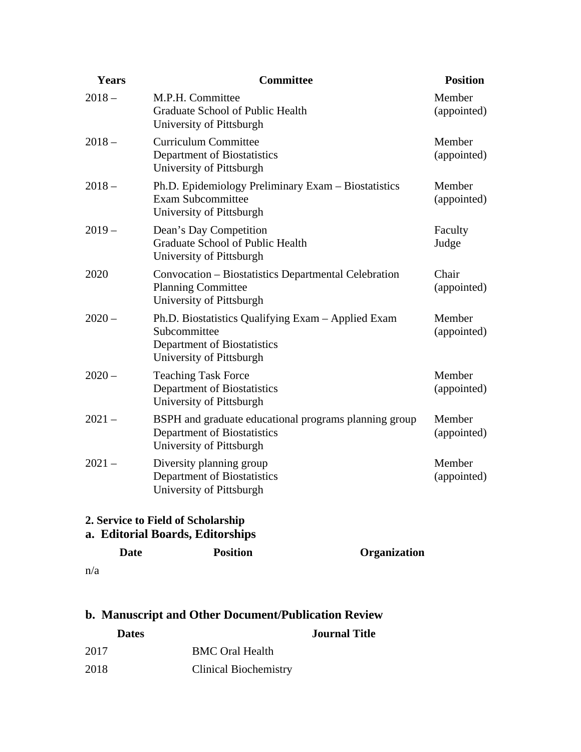| Years | Committee | Position |
|---|---|---|
| 2018 – | M.P.H. Committee<br>Graduate School of Public Health<br>University of Pittsburgh | Member (appointed) |
| 2018 – | Curriculum Committee<br>Department of Biostatistics<br>University of Pittsburgh | Member (appointed) |
| 2018 – | Ph.D. Epidemiology Preliminary Exam – Biostatistics Exam Subcommittee<br>University of Pittsburgh | Member (appointed) |
| 2019 – | Dean's Day Competition<br>Graduate School of Public Health<br>University of Pittsburgh | Faculty Judge |
| 2020 | Convocation – Biostatistics Departmental Celebration Planning Committee<br>University of Pittsburgh | Chair (appointed) |
| 2020 – | Ph.D. Biostatistics Qualifying Exam – Applied Exam Subcommittee<br>Department of Biostatistics<br>University of Pittsburgh | Member (appointed) |
| 2020 – | Teaching Task Force<br>Department of Biostatistics<br>University of Pittsburgh | Member (appointed) |
| 2021 – | BSPH and graduate educational programs planning group<br>Department of Biostatistics<br>University of Pittsburgh | Member (appointed) |
| 2021 – | Diversity planning group<br>Department of Biostatistics<br>University of Pittsburgh | Member (appointed) |

**2. Service to Field of Scholarship**

### a. Editorial Boards, Editorships

| Date | Position | Organization |
|---|---|---|

n/a

### b. Manuscript and Other Document/Publication Review

| Dates | Journal Title |
|---|---|
| 2017 | BMC Oral Health |
| 2018 | Clinical Biochemistry |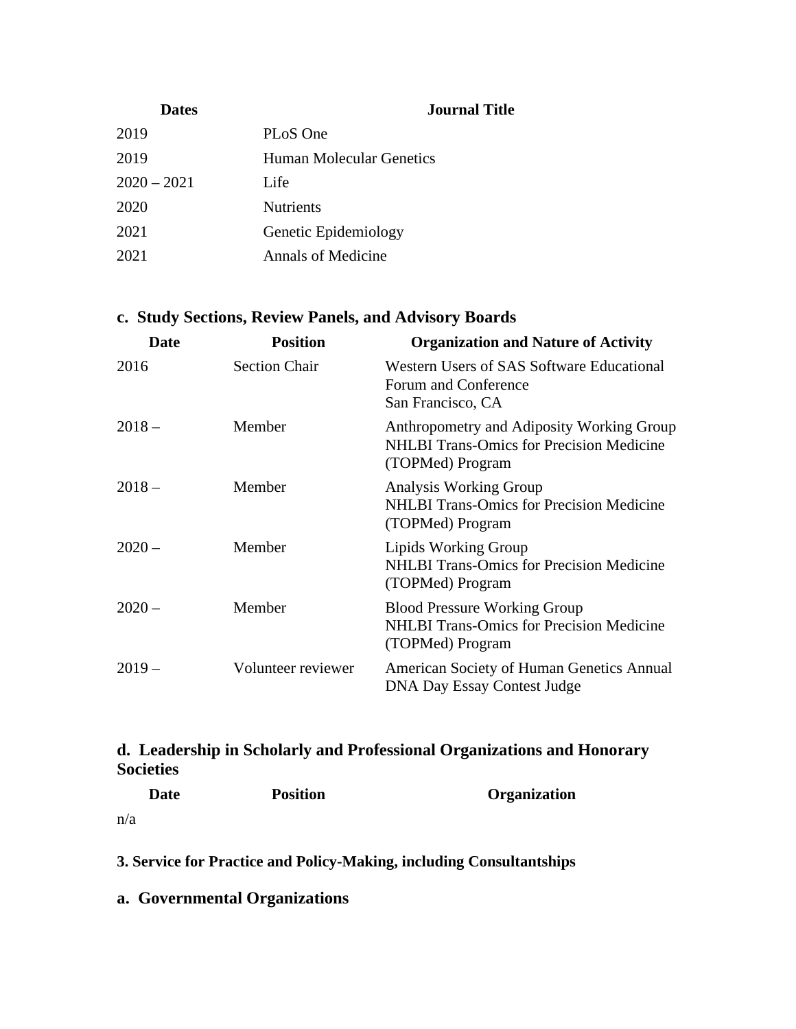| Dates | Journal Title |
|---|---|
| 2019 | PLoS One |
| 2019 | Human Molecular Genetics |
| 2020 – 2021 | Life |
| 2020 | Nutrients |
| 2021 | Genetic Epidemiology |
| 2021 | Annals of Medicine |

### c. Study Sections, Review Panels, and Advisory Boards

| Date | Position | Organization and Nature of Activity |
|---|---|---|
| 2016 | Section Chair | Western Users of SAS Software Educational Forum and Conference<br>San Francisco, CA |
| 2018 – | Member | Anthropometry and Adiposity Working Group<br>NHLBI Trans-Omics for Precision Medicine (TOPMed) Program |
| 2018 – | Member | Analysis Working Group<br>NHLBI Trans-Omics for Precision Medicine (TOPMed) Program |
| 2020 – | Member | Lipids Working Group<br>NHLBI Trans-Omics for Precision Medicine (TOPMed) Program |
| 2020 – | Member | Blood Pressure Working Group<br>NHLBI Trans-Omics for Precision Medicine (TOPMed) Program |
| 2019 – | Volunteer reviewer | American Society of Human Genetics Annual DNA Day Essay Contest Judge |

### d. Leadership in Scholarly and Professional Organizations and Honorary Societies

| Date | Position | Organization |
|---|---|---|

n/a

#### 3. Service for Practice and Policy-Making, including Consultantships

### a. Governmental Organizations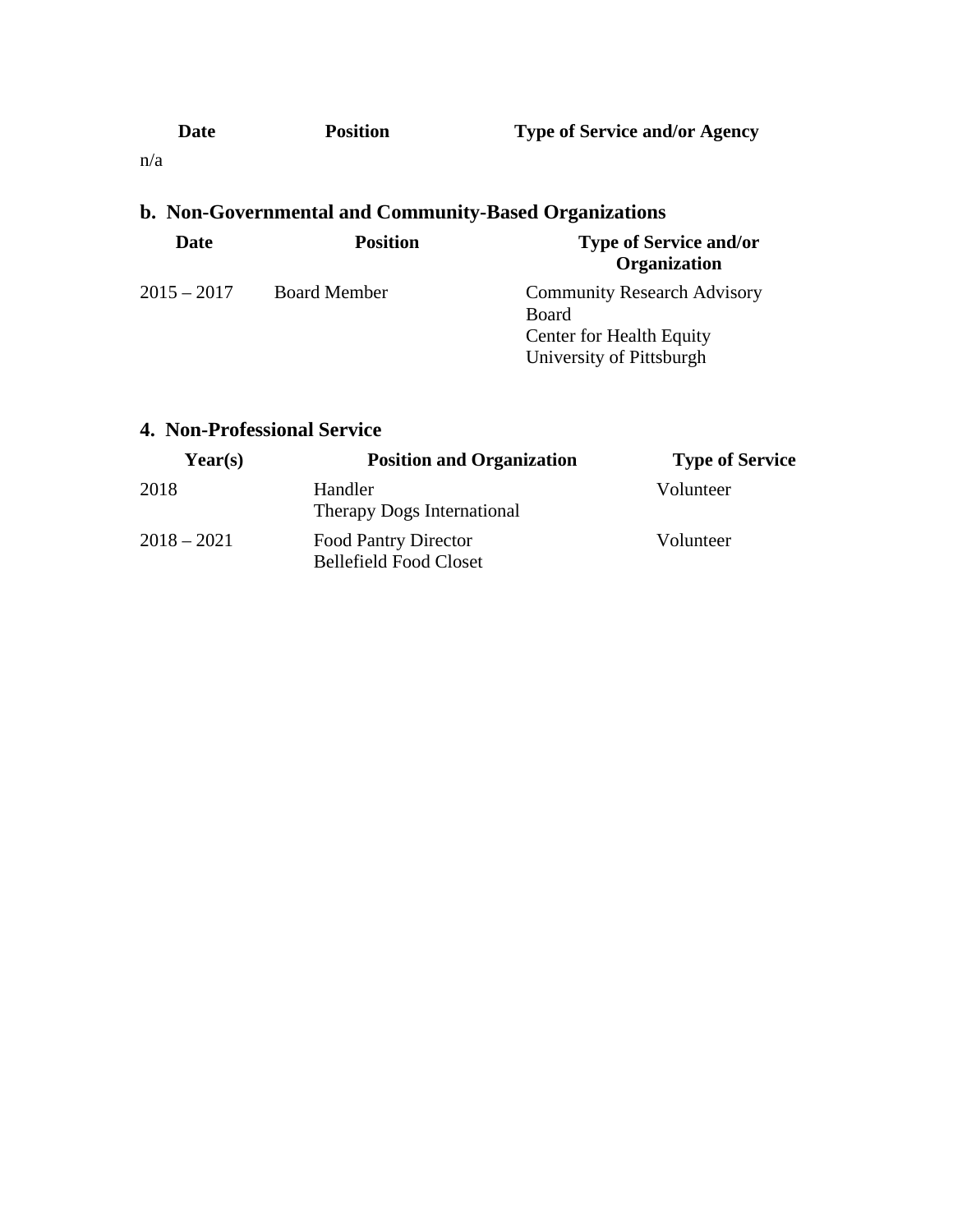| Date | Position | Type of Service and/or Agency |
| --- | --- | --- |
| n/a | | |

### b. Non-Governmental and Community-Based Organizations

| Date | Position | Type of Service and/or Organization |
| --- | --- | --- |
| 2015 – 2017 | Board Member | Community Research Advisory Board<br>Center for Health Equity<br>University of Pittsburgh |

## 4. Non-Professional Service

| Year(s) | Position and Organization | Type of Service |
| --- | --- | --- |
| 2018 | Handler<br>Therapy Dogs International | Volunteer |
| 2018 – 2021 | Food Pantry Director<br>Bellefield Food Closet | Volunteer |